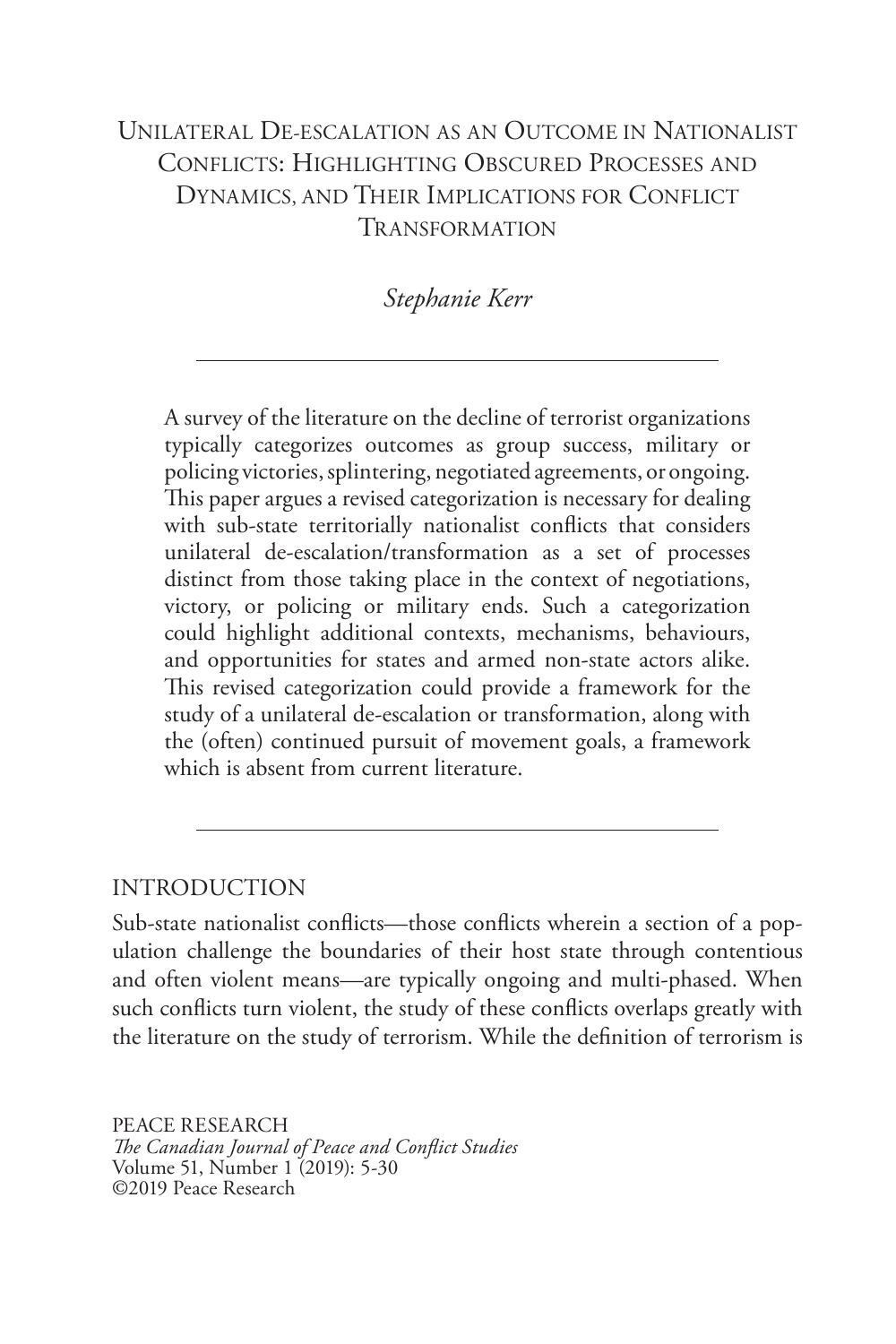# Unilateral De-escalation as an Outcome in Nationalist Conflicts: Highlighting Obscured Processes and Dynamics, and Their Implications for Conflict Transformation

*Stephanie Kerr*

---

A survey of the literature on the decline of terrorist organizations typically categorizes outcomes as group success, military or policing victories, splintering, negotiated agreements, or ongoing. This paper argues a revised categorization is necessary for dealing with sub-state territorially nationalist conflicts that considers unilateral de-escalation/transformation as a set of processes distinct from those taking place in the context of negotiations, victory, or policing or military ends. Such a categorization could highlight additional contexts, mechanisms, behaviours, and opportunities for states and armed non-state actors alike. This revised categorization could provide a framework for the study of a unilateral de-escalation or transformation, along with the (often) continued pursuit of movement goals, a framework which is absent from current literature.

---

## INTRODUCTION

Sub-state nationalist conflicts—those conflicts wherein a section of a population challenge the boundaries of their host state through contentious and often violent means—are typically ongoing and multi-phased. When such conflicts turn violent, the study of these conflicts overlaps greatly with the literature on the study of terrorism. While the definition of terrorism is

PEACE RESEARCH
*The Canadian Journal of Peace and Conflict Studies*
Volume 51, Number 1 (2019): 5-30
©2019 Peace Research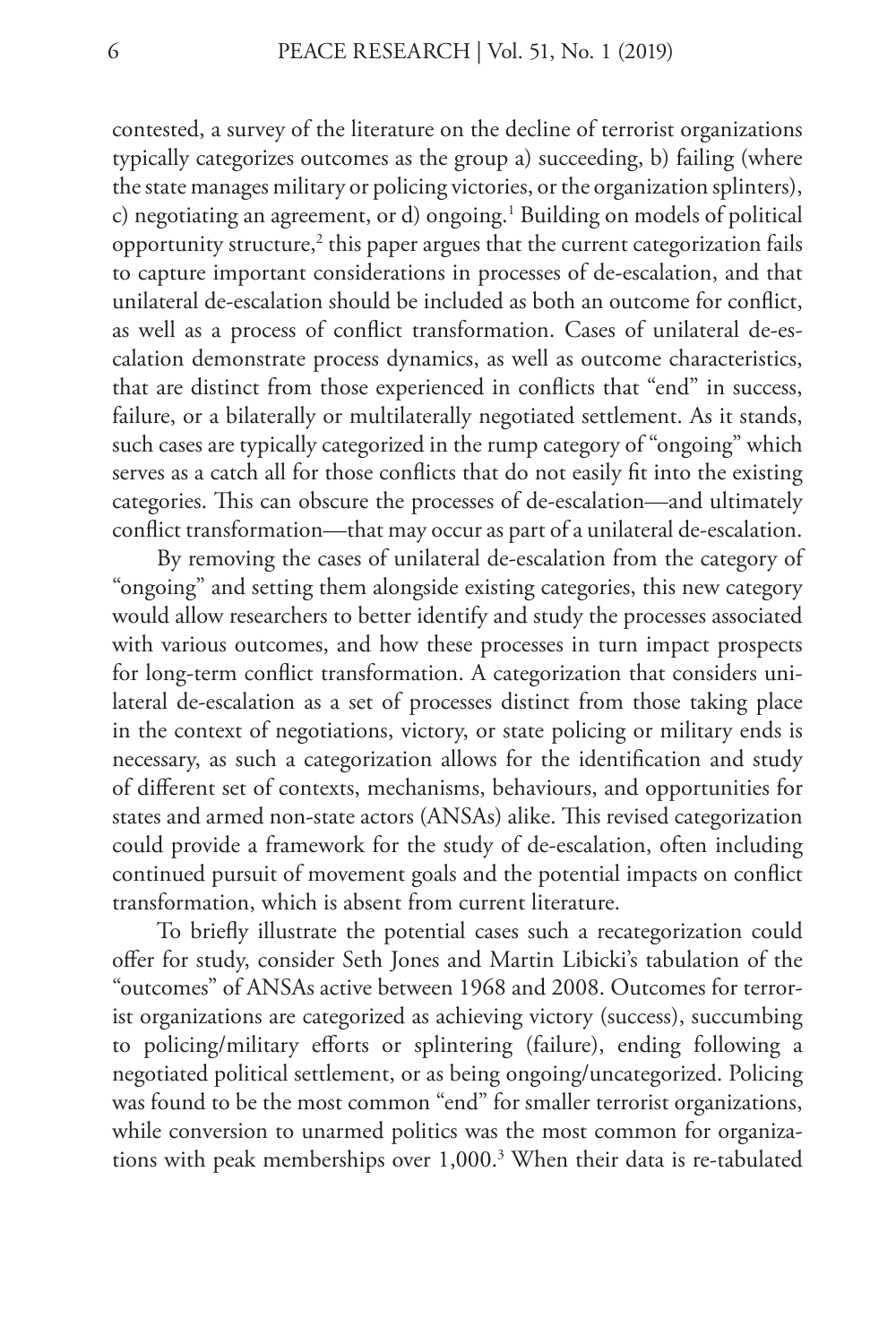contested, a survey of the literature on the decline of terrorist organizations typically categorizes outcomes as the group a) succeeding, b) failing (where the state manages military or policing victories, or the organization splinters), c) negotiating an agreement, or d) ongoing.[1] Building on models of political opportunity structure,[2] this paper argues that the current categorization fails to capture important considerations in processes of de-escalation, and that unilateral de-escalation should be included as both an outcome for conflict, as well as a process of conflict transformation. Cases of unilateral de-escalation demonstrate process dynamics, as well as outcome characteristics, that are distinct from those experienced in conflicts that "end" in success, failure, or a bilaterally or multilaterally negotiated settlement. As it stands, such cases are typically categorized in the rump category of "ongoing" which serves as a catch all for those conflicts that do not easily fit into the existing categories. This can obscure the processes of de-escalation—and ultimately conflict transformation—that may occur as part of a unilateral de-escalation.

By removing the cases of unilateral de-escalation from the category of "ongoing" and setting them alongside existing categories, this new category would allow researchers to better identify and study the processes associated with various outcomes, and how these processes in turn impact prospects for long-term conflict transformation. A categorization that considers unilateral de-escalation as a set of processes distinct from those taking place in the context of negotiations, victory, or state policing or military ends is necessary, as such a categorization allows for the identification and study of different set of contexts, mechanisms, behaviours, and opportunities for states and armed non-state actors (ANSAs) alike. This revised categorization could provide a framework for the study of de-escalation, often including continued pursuit of movement goals and the potential impacts on conflict transformation, which is absent from current literature.

To briefly illustrate the potential cases such a recategorization could offer for study, consider Seth Jones and Martin Libicki's tabulation of the "outcomes" of ANSAs active between 1968 and 2008. Outcomes for terrorist organizations are categorized as achieving victory (success), succumbing to policing/military efforts or splintering (failure), ending following a negotiated political settlement, or as being ongoing/uncategorized. Policing was found to be the most common "end" for smaller terrorist organizations, while conversion to unarmed politics was the most common for organizations with peak memberships over 1,000.[3] When their data is re-tabulated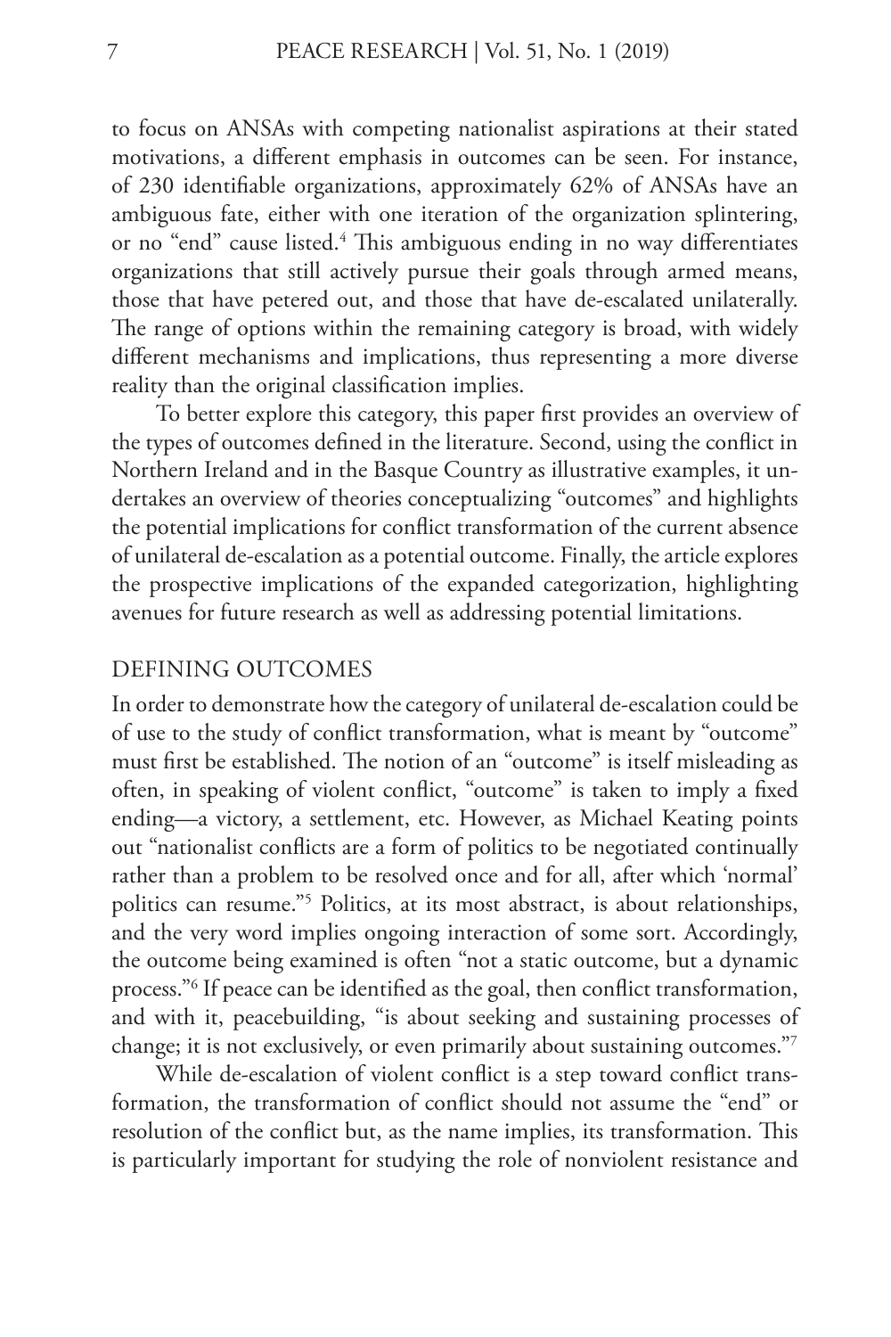to focus on ANSAs with competing nationalist aspirations at their stated motivations, a different emphasis in outcomes can be seen. For instance, of 230 identifiable organizations, approximately 62% of ANSAs have an ambiguous fate, either with one iteration of the organization splintering, or no "end" cause listed.[4] This ambiguous ending in no way differentiates organizations that still actively pursue their goals through armed means, those that have petered out, and those that have de-escalated unilaterally. The range of options within the remaining category is broad, with widely different mechanisms and implications, thus representing a more diverse reality than the original classification implies.

To better explore this category, this paper first provides an overview of the types of outcomes defined in the literature. Second, using the conflict in Northern Ireland and in the Basque Country as illustrative examples, it undertakes an overview of theories conceptualizing "outcomes" and highlights the potential implications for conflict transformation of the current absence of unilateral de-escalation as a potential outcome. Finally, the article explores the prospective implications of the expanded categorization, highlighting avenues for future research as well as addressing potential limitations.

## DEFINING OUTCOMES

In order to demonstrate how the category of unilateral de-escalation could be of use to the study of conflict transformation, what is meant by "outcome" must first be established. The notion of an "outcome" is itself misleading as often, in speaking of violent conflict, "outcome" is taken to imply a fixed ending—a victory, a settlement, etc. However, as Michael Keating points out "nationalist conflicts are a form of politics to be negotiated continually rather than a problem to be resolved once and for all, after which 'normal' politics can resume."[5] Politics, at its most abstract, is about relationships, and the very word implies ongoing interaction of some sort. Accordingly, the outcome being examined is often "not a static outcome, but a dynamic process."[6] If peace can be identified as the goal, then conflict transformation, and with it, peacebuilding, "is about seeking and sustaining processes of change; it is not exclusively, or even primarily about sustaining outcomes."[7]

While de-escalation of violent conflict is a step toward conflict transformation, the transformation of conflict should not assume the "end" or resolution of the conflict but, as the name implies, its transformation. This is particularly important for studying the role of nonviolent resistance and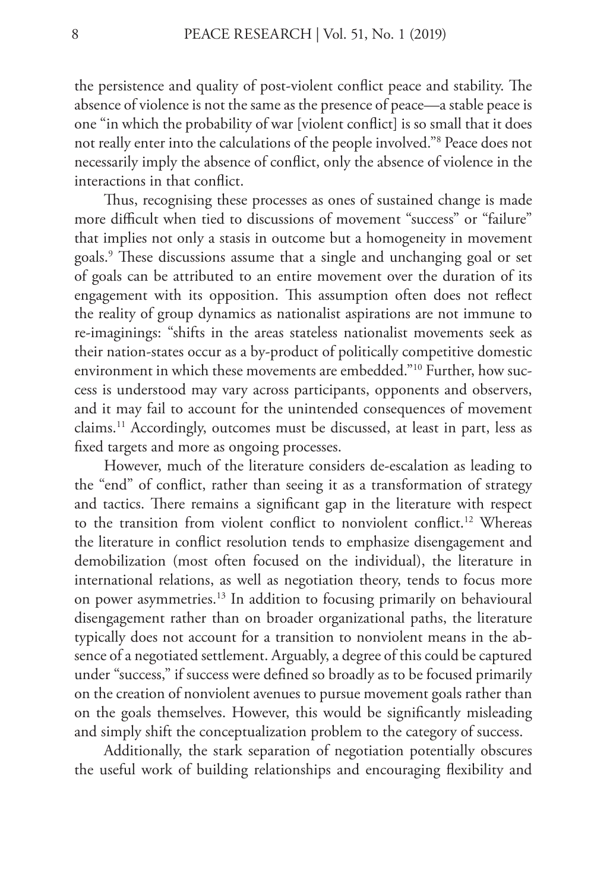the persistence and quality of post-violent conflict peace and stability. The absence of violence is not the same as the presence of peace—a stable peace is one "in which the probability of war [violent conflict] is so small that it does not really enter into the calculations of the people involved."[8] Peace does not necessarily imply the absence of conflict, only the absence of violence in the interactions in that conflict.

Thus, recognising these processes as ones of sustained change is made more difficult when tied to discussions of movement "success" or "failure" that implies not only a stasis in outcome but a homogeneity in movement goals.[9] These discussions assume that a single and unchanging goal or set of goals can be attributed to an entire movement over the duration of its engagement with its opposition. This assumption often does not reflect the reality of group dynamics as nationalist aspirations are not immune to re-imaginings: "shifts in the areas stateless nationalist movements seek as their nation-states occur as a by-product of politically competitive domestic environment in which these movements are embedded."[10] Further, how success is understood may vary across participants, opponents and observers, and it may fail to account for the unintended consequences of movement claims.[11] Accordingly, outcomes must be discussed, at least in part, less as fixed targets and more as ongoing processes.

However, much of the literature considers de-escalation as leading to the "end" of conflict, rather than seeing it as a transformation of strategy and tactics. There remains a significant gap in the literature with respect to the transition from violent conflict to nonviolent conflict.[12] Whereas the literature in conflict resolution tends to emphasize disengagement and demobilization (most often focused on the individual), the literature in international relations, as well as negotiation theory, tends to focus more on power asymmetries.[13] In addition to focusing primarily on behavioural disengagement rather than on broader organizational paths, the literature typically does not account for a transition to nonviolent means in the absence of a negotiated settlement. Arguably, a degree of this could be captured under "success," if success were defined so broadly as to be focused primarily on the creation of nonviolent avenues to pursue movement goals rather than on the goals themselves. However, this would be significantly misleading and simply shift the conceptualization problem to the category of success.

Additionally, the stark separation of negotiation potentially obscures the useful work of building relationships and encouraging flexibility and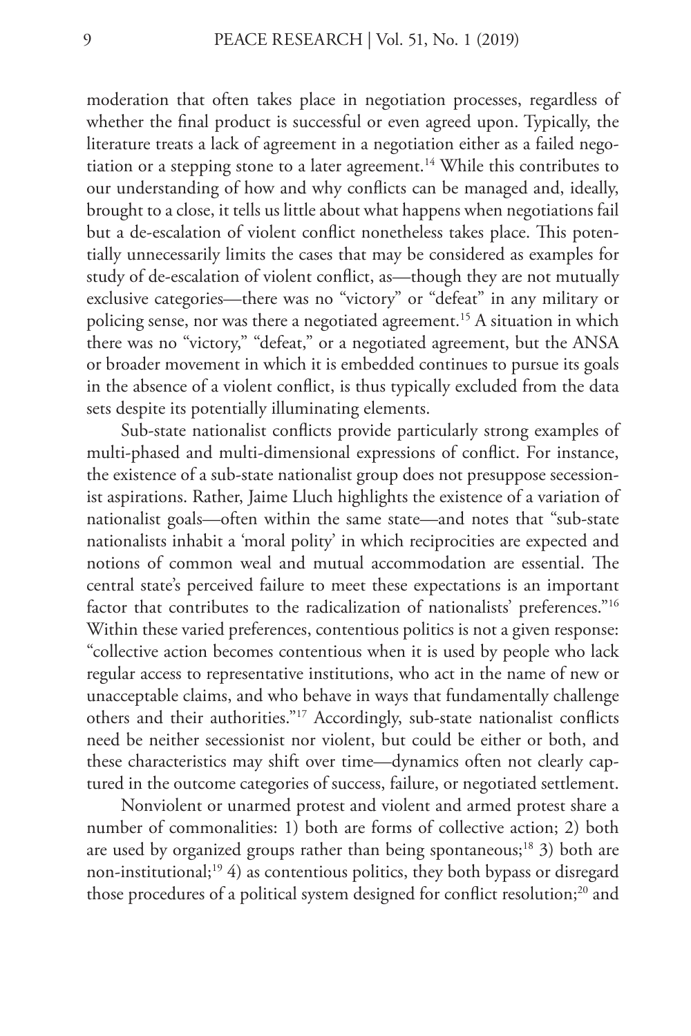moderation that often takes place in negotiation processes, regardless of whether the final product is successful or even agreed upon. Typically, the literature treats a lack of agreement in a negotiation either as a failed negotiation or a stepping stone to a later agreement.[14] While this contributes to our understanding of how and why conflicts can be managed and, ideally, brought to a close, it tells us little about what happens when negotiations fail but a de-escalation of violent conflict nonetheless takes place. This potentially unnecessarily limits the cases that may be considered as examples for study of de-escalation of violent conflict, as—though they are not mutually exclusive categories—there was no "victory" or "defeat" in any military or policing sense, nor was there a negotiated agreement.[15] A situation in which there was no "victory," "defeat," or a negotiated agreement, but the ANSA or broader movement in which it is embedded continues to pursue its goals in the absence of a violent conflict, is thus typically excluded from the data sets despite its potentially illuminating elements.

Sub-state nationalist conflicts provide particularly strong examples of multi-phased and multi-dimensional expressions of conflict. For instance, the existence of a sub-state nationalist group does not presuppose secessionist aspirations. Rather, Jaime Lluch highlights the existence of a variation of nationalist goals—often within the same state—and notes that "sub-state nationalists inhabit a 'moral polity' in which reciprocities are expected and notions of common weal and mutual accommodation are essential. The central state's perceived failure to meet these expectations is an important factor that contributes to the radicalization of nationalists' preferences."[16] Within these varied preferences, contentious politics is not a given response: "collective action becomes contentious when it is used by people who lack regular access to representative institutions, who act in the name of new or unacceptable claims, and who behave in ways that fundamentally challenge others and their authorities."[17] Accordingly, sub-state nationalist conflicts need be neither secessionist nor violent, but could be either or both, and these characteristics may shift over time—dynamics often not clearly captured in the outcome categories of success, failure, or negotiated settlement.

Nonviolent or unarmed protest and violent and armed protest share a number of commonalities: 1) both are forms of collective action; 2) both are used by organized groups rather than being spontaneous;[18] 3) both are non-institutional;[19] 4) as contentious politics, they both bypass or disregard those procedures of a political system designed for conflict resolution;[20] and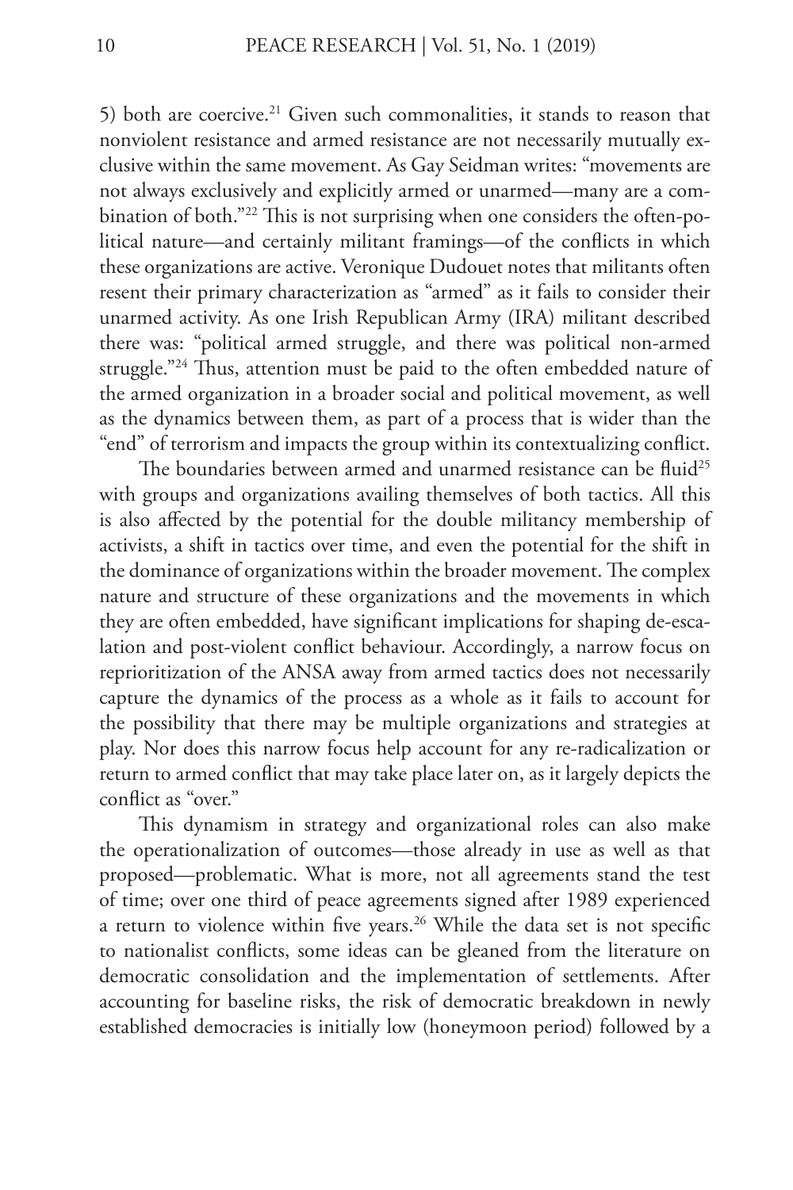5) both are coercive.[21] Given such commonalities, it stands to reason that nonviolent resistance and armed resistance are not necessarily mutually exclusive within the same movement. As Gay Seidman writes: "movements are not always exclusively and explicitly armed or unarmed—many are a combination of both."[22] This is not surprising when one considers the often-political nature—and certainly militant framings—of the conflicts in which these organizations are active. Veronique Dudouet notes that militants often resent their primary characterization as "armed" as it fails to consider their unarmed activity. As one Irish Republican Army (IRA) militant described there was: "political armed struggle, and there was political non-armed struggle."[24] Thus, attention must be paid to the often embedded nature of the armed organization in a broader social and political movement, as well as the dynamics between them, as part of a process that is wider than the "end" of terrorism and impacts the group within its contextualizing conflict.

The boundaries between armed and unarmed resistance can be fluid[25] with groups and organizations availing themselves of both tactics. All this is also affected by the potential for the double militancy membership of activists, a shift in tactics over time, and even the potential for the shift in the dominance of organizations within the broader movement. The complex nature and structure of these organizations and the movements in which they are often embedded, have significant implications for shaping de-escalation and post-violent conflict behaviour. Accordingly, a narrow focus on reprioritization of the ANSA away from armed tactics does not necessarily capture the dynamics of the process as a whole as it fails to account for the possibility that there may be multiple organizations and strategies at play. Nor does this narrow focus help account for any re-radicalization or return to armed conflict that may take place later on, as it largely depicts the conflict as "over."

This dynamism in strategy and organizational roles can also make the operationalization of outcomes—those already in use as well as that proposed—problematic. What is more, not all agreements stand the test of time; over one third of peace agreements signed after 1989 experienced a return to violence within five years.[26] While the data set is not specific to nationalist conflicts, some ideas can be gleaned from the literature on democratic consolidation and the implementation of settlements. After accounting for baseline risks, the risk of democratic breakdown in newly established democracies is initially low (honeymoon period) followed by a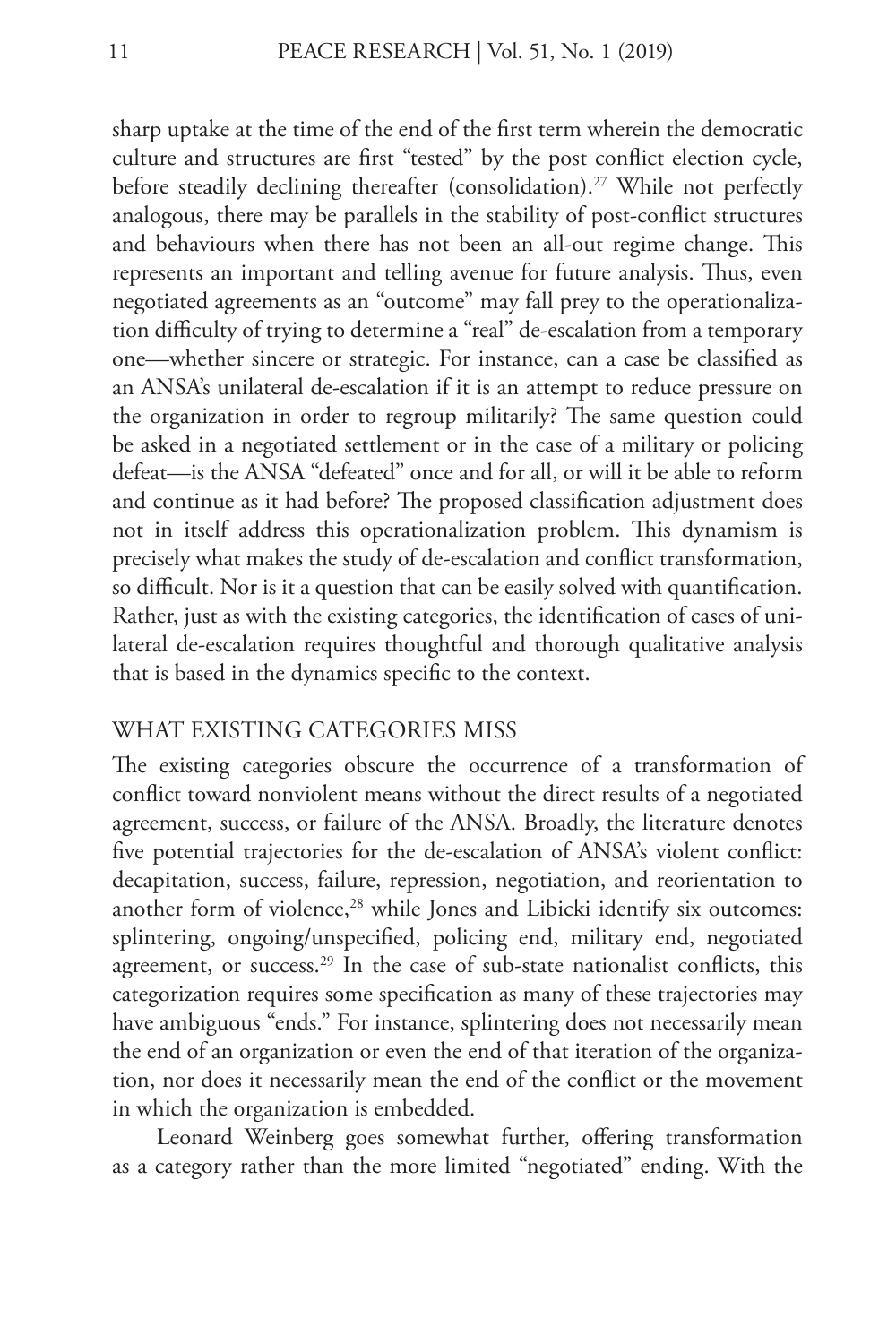sharp uptake at the time of the end of the first term wherein the democratic culture and structures are first "tested" by the post conflict election cycle, before steadily declining thereafter (consolidation).[27] While not perfectly analogous, there may be parallels in the stability of post-conflict structures and behaviours when there has not been an all-out regime change. This represents an important and telling avenue for future analysis. Thus, even negotiated agreements as an "outcome" may fall prey to the operationalization difficulty of trying to determine a "real" de-escalation from a temporary one—whether sincere or strategic. For instance, can a case be classified as an ANSA's unilateral de-escalation if it is an attempt to reduce pressure on the organization in order to regroup militarily? The same question could be asked in a negotiated settlement or in the case of a military or policing defeat—is the ANSA "defeated" once and for all, or will it be able to reform and continue as it had before? The proposed classification adjustment does not in itself address this operationalization problem. This dynamism is precisely what makes the study of de-escalation and conflict transformation, so difficult. Nor is it a question that can be easily solved with quantification. Rather, just as with the existing categories, the identification of cases of unilateral de-escalation requires thoughtful and thorough qualitative analysis that is based in the dynamics specific to the context.

## WHAT EXISTING CATEGORIES MISS

The existing categories obscure the occurrence of a transformation of conflict toward nonviolent means without the direct results of a negotiated agreement, success, or failure of the ANSA. Broadly, the literature denotes five potential trajectories for the de-escalation of ANSA's violent conflict: decapitation, success, failure, repression, negotiation, and reorientation to another form of violence,[28] while Jones and Libicki identify six outcomes: splintering, ongoing/unspecified, policing end, military end, negotiated agreement, or success.[29] In the case of sub-state nationalist conflicts, this categorization requires some specification as many of these trajectories may have ambiguous "ends." For instance, splintering does not necessarily mean the end of an organization or even the end of that iteration of the organization, nor does it necessarily mean the end of the conflict or the movement in which the organization is embedded.

Leonard Weinberg goes somewhat further, offering transformation as a category rather than the more limited "negotiated" ending. With the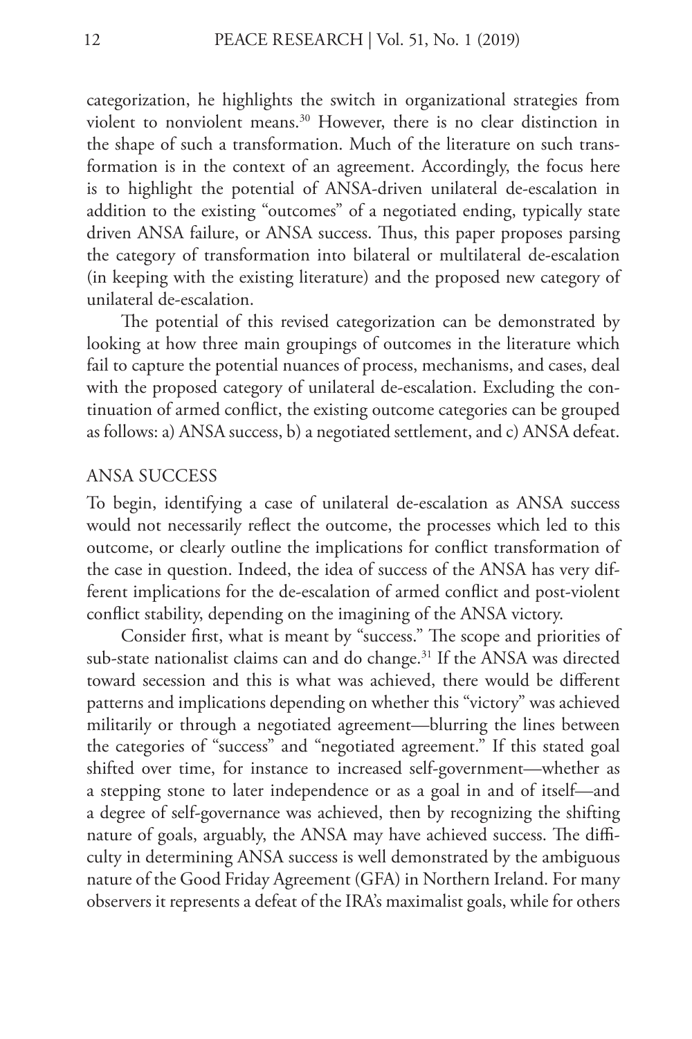categorization, he highlights the switch in organizational strategies from violent to nonviolent means.[30] However, there is no clear distinction in the shape of such a transformation. Much of the literature on such transformation is in the context of an agreement. Accordingly, the focus here is to highlight the potential of ANSA-driven unilateral de-escalation in addition to the existing "outcomes" of a negotiated ending, typically state driven ANSA failure, or ANSA success. Thus, this paper proposes parsing the category of transformation into bilateral or multilateral de-escalation (in keeping with the existing literature) and the proposed new category of unilateral de-escalation.

The potential of this revised categorization can be demonstrated by looking at how three main groupings of outcomes in the literature which fail to capture the potential nuances of process, mechanisms, and cases, deal with the proposed category of unilateral de-escalation. Excluding the continuation of armed conflict, the existing outcome categories can be grouped as follows: a) ANSA success, b) a negotiated settlement, and c) ANSA defeat.

## ANSA SUCCESS

To begin, identifying a case of unilateral de-escalation as ANSA success would not necessarily reflect the outcome, the processes which led to this outcome, or clearly outline the implications for conflict transformation of the case in question. Indeed, the idea of success of the ANSA has very different implications for the de-escalation of armed conflict and post-violent conflict stability, depending on the imagining of the ANSA victory.

Consider first, what is meant by "success." The scope and priorities of sub-state nationalist claims can and do change.[31] If the ANSA was directed toward secession and this is what was achieved, there would be different patterns and implications depending on whether this "victory" was achieved militarily or through a negotiated agreement—blurring the lines between the categories of "success" and "negotiated agreement." If this stated goal shifted over time, for instance to increased self-government—whether as a stepping stone to later independence or as a goal in and of itself—and a degree of self-governance was achieved, then by recognizing the shifting nature of goals, arguably, the ANSA may have achieved success. The difficulty in determining ANSA success is well demonstrated by the ambiguous nature of the Good Friday Agreement (GFA) in Northern Ireland. For many observers it represents a defeat of the IRA's maximalist goals, while for others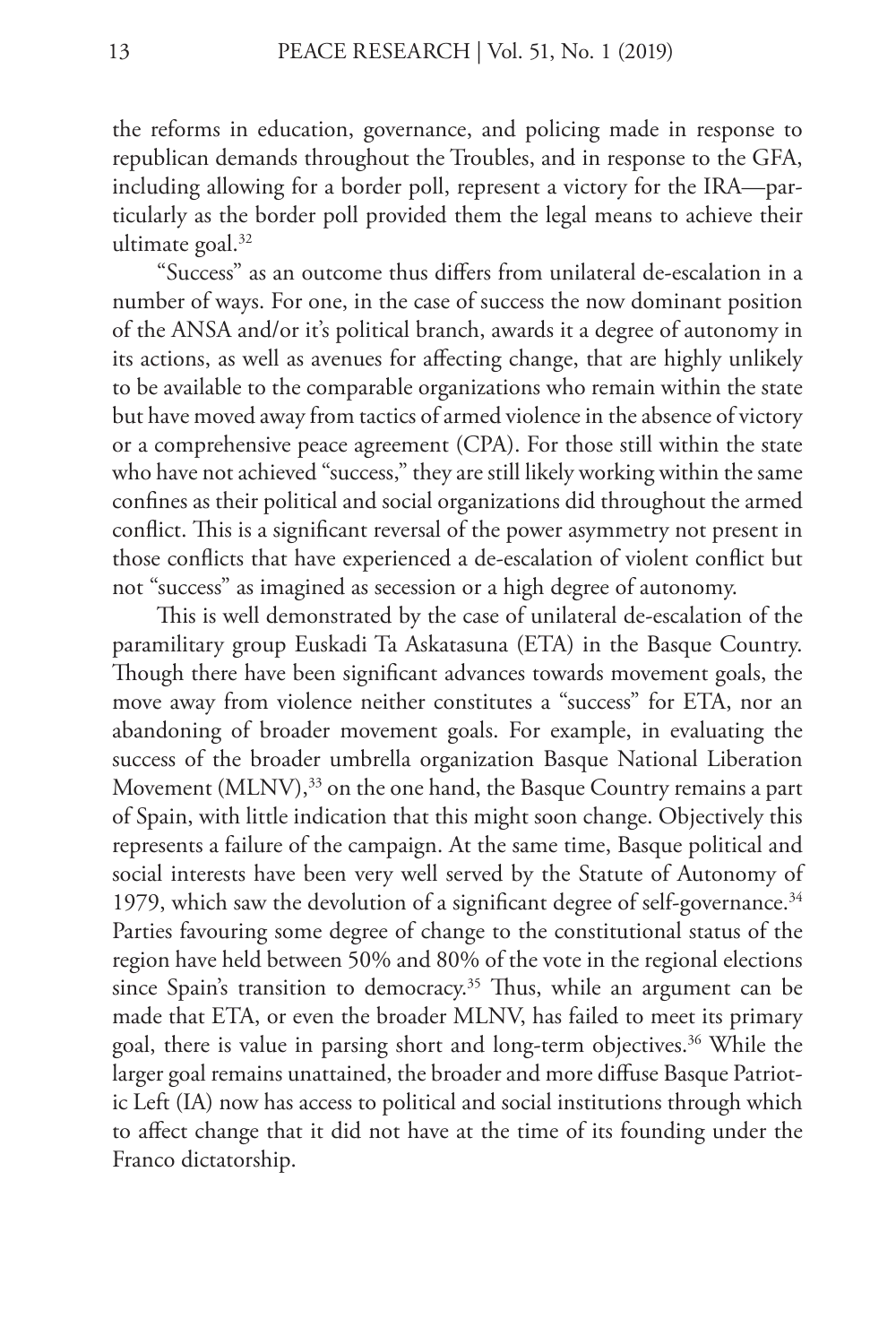the reforms in education, governance, and policing made in response to republican demands throughout the Troubles, and in response to the GFA, including allowing for a border poll, represent a victory for the IRA—particularly as the border poll provided them the legal means to achieve their ultimate goal.[32]

"Success" as an outcome thus differs from unilateral de-escalation in a number of ways. For one, in the case of success the now dominant position of the ANSA and/or it's political branch, awards it a degree of autonomy in its actions, as well as avenues for affecting change, that are highly unlikely to be available to the comparable organizations who remain within the state but have moved away from tactics of armed violence in the absence of victory or a comprehensive peace agreement (CPA). For those still within the state who have not achieved "success," they are still likely working within the same confines as their political and social organizations did throughout the armed conflict. This is a significant reversal of the power asymmetry not present in those conflicts that have experienced a de-escalation of violent conflict but not "success" as imagined as secession or a high degree of autonomy.

This is well demonstrated by the case of unilateral de-escalation of the paramilitary group Euskadi Ta Askatasuna (ETA) in the Basque Country. Though there have been significant advances towards movement goals, the move away from violence neither constitutes a "success" for ETA, nor an abandoning of broader movement goals. For example, in evaluating the success of the broader umbrella organization Basque National Liberation Movement (MLNV),[33] on the one hand, the Basque Country remains a part of Spain, with little indication that this might soon change. Objectively this represents a failure of the campaign. At the same time, Basque political and social interests have been very well served by the Statute of Autonomy of 1979, which saw the devolution of a significant degree of self-governance.[34] Parties favouring some degree of change to the constitutional status of the region have held between 50% and 80% of the vote in the regional elections since Spain's transition to democracy.[35] Thus, while an argument can be made that ETA, or even the broader MLNV, has failed to meet its primary goal, there is value in parsing short and long-term objectives.[36] While the larger goal remains unattained, the broader and more diffuse Basque Patriotic Left (IA) now has access to political and social institutions through which to affect change that it did not have at the time of its founding under the Franco dictatorship.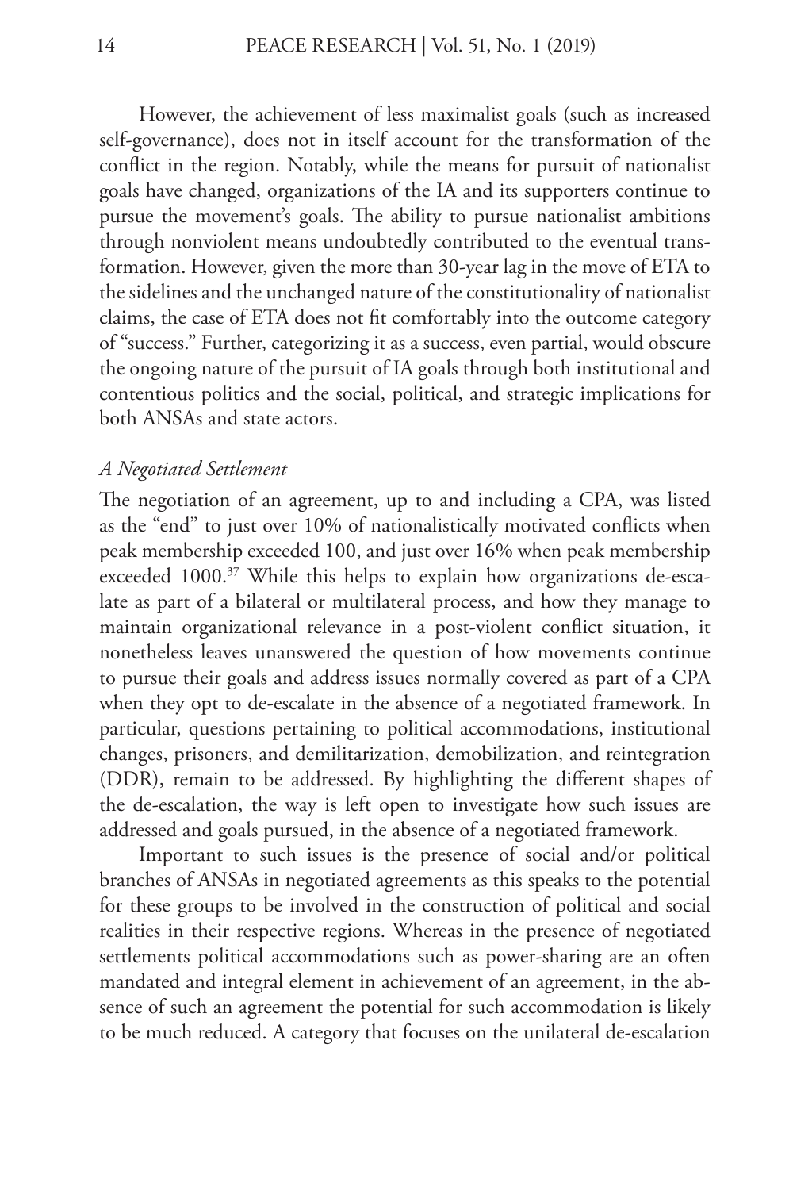However, the achievement of less maximalist goals (such as increased self-governance), does not in itself account for the transformation of the conflict in the region. Notably, while the means for pursuit of nationalist goals have changed, organizations of the IA and its supporters continue to pursue the movement's goals. The ability to pursue nationalist ambitions through nonviolent means undoubtedly contributed to the eventual transformation. However, given the more than 30-year lag in the move of ETA to the sidelines and the unchanged nature of the constitutionality of nationalist claims, the case of ETA does not fit comfortably into the outcome category of "success." Further, categorizing it as a success, even partial, would obscure the ongoing nature of the pursuit of IA goals through both institutional and contentious politics and the social, political, and strategic implications for both ANSAs and state actors.

### *A Negotiated Settlement*

The negotiation of an agreement, up to and including a CPA, was listed as the "end" to just over 10% of nationalistically motivated conflicts when peak membership exceeded 100, and just over 16% when peak membership exceeded 1000.[37] While this helps to explain how organizations de-escalate as part of a bilateral or multilateral process, and how they manage to maintain organizational relevance in a post-violent conflict situation, it nonetheless leaves unanswered the question of how movements continue to pursue their goals and address issues normally covered as part of a CPA when they opt to de-escalate in the absence of a negotiated framework. In particular, questions pertaining to political accommodations, institutional changes, prisoners, and demilitarization, demobilization, and reintegration (DDR), remain to be addressed. By highlighting the different shapes of the de-escalation, the way is left open to investigate how such issues are addressed and goals pursued, in the absence of a negotiated framework.

Important to such issues is the presence of social and/or political branches of ANSAs in negotiated agreements as this speaks to the potential for these groups to be involved in the construction of political and social realities in their respective regions. Whereas in the presence of negotiated settlements political accommodations such as power-sharing are an often mandated and integral element in achievement of an agreement, in the absence of such an agreement the potential for such accommodation is likely to be much reduced. A category that focuses on the unilateral de-escalation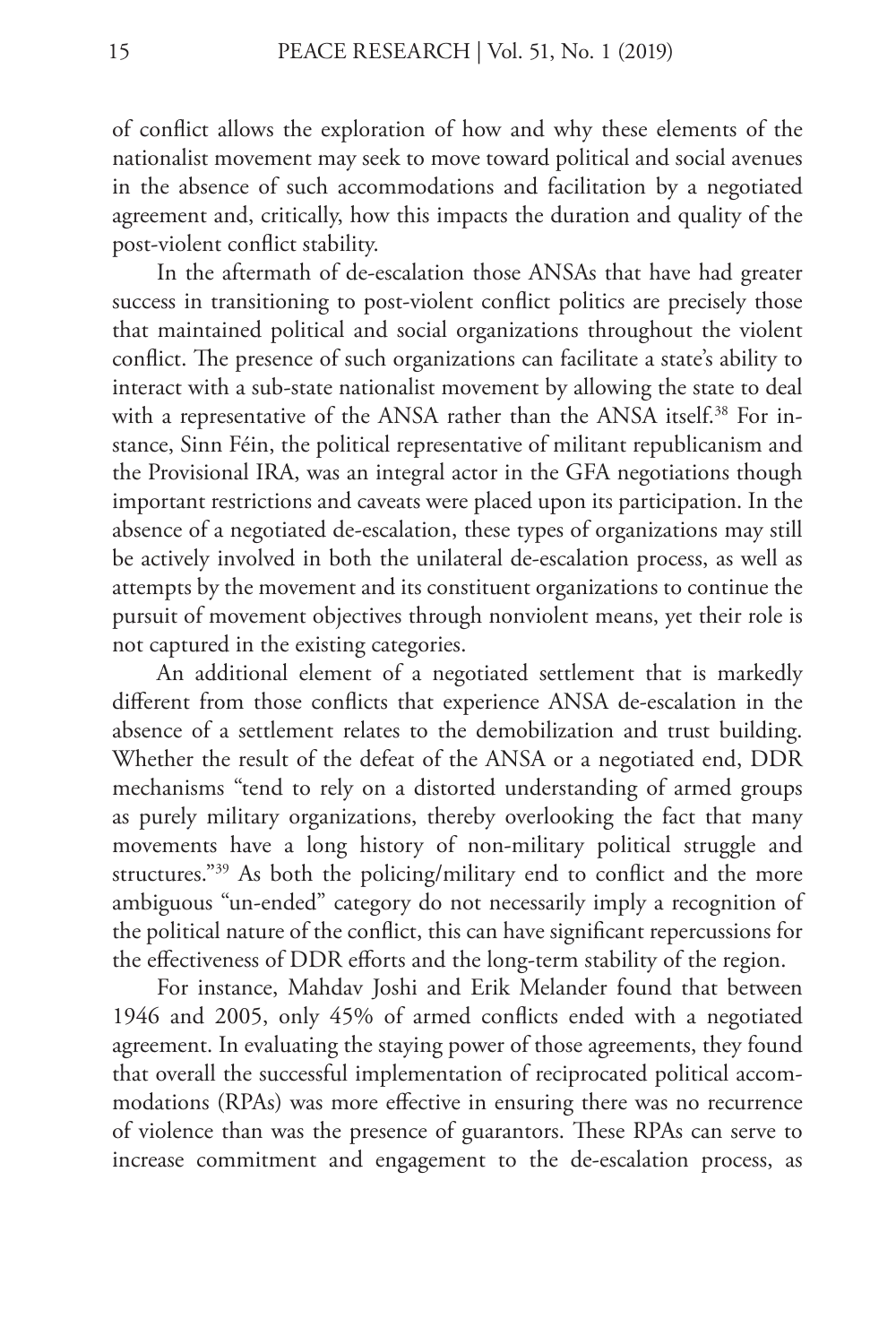of conflict allows the exploration of how and why these elements of the nationalist movement may seek to move toward political and social avenues in the absence of such accommodations and facilitation by a negotiated agreement and, critically, how this impacts the duration and quality of the post-violent conflict stability.

In the aftermath of de-escalation those ANSAs that have had greater success in transitioning to post-violent conflict politics are precisely those that maintained political and social organizations throughout the violent conflict. The presence of such organizations can facilitate a state's ability to interact with a sub-state nationalist movement by allowing the state to deal with a representative of the ANSA rather than the ANSA itself.[38] For instance, Sinn Féin, the political representative of militant republicanism and the Provisional IRA, was an integral actor in the GFA negotiations though important restrictions and caveats were placed upon its participation. In the absence of a negotiated de-escalation, these types of organizations may still be actively involved in both the unilateral de-escalation process, as well as attempts by the movement and its constituent organizations to continue the pursuit of movement objectives through nonviolent means, yet their role is not captured in the existing categories.

An additional element of a negotiated settlement that is markedly different from those conflicts that experience ANSA de-escalation in the absence of a settlement relates to the demobilization and trust building. Whether the result of the defeat of the ANSA or a negotiated end, DDR mechanisms "tend to rely on a distorted understanding of armed groups as purely military organizations, thereby overlooking the fact that many movements have a long history of non-military political struggle and structures."[39] As both the policing/military end to conflict and the more ambiguous "un-ended" category do not necessarily imply a recognition of the political nature of the conflict, this can have significant repercussions for the effectiveness of DDR efforts and the long-term stability of the region.

For instance, Mahdav Joshi and Erik Melander found that between 1946 and 2005, only 45% of armed conflicts ended with a negotiated agreement. In evaluating the staying power of those agreements, they found that overall the successful implementation of reciprocated political accommodations (RPAs) was more effective in ensuring there was no recurrence of violence than was the presence of guarantors. These RPAs can serve to increase commitment and engagement to the de-escalation process, as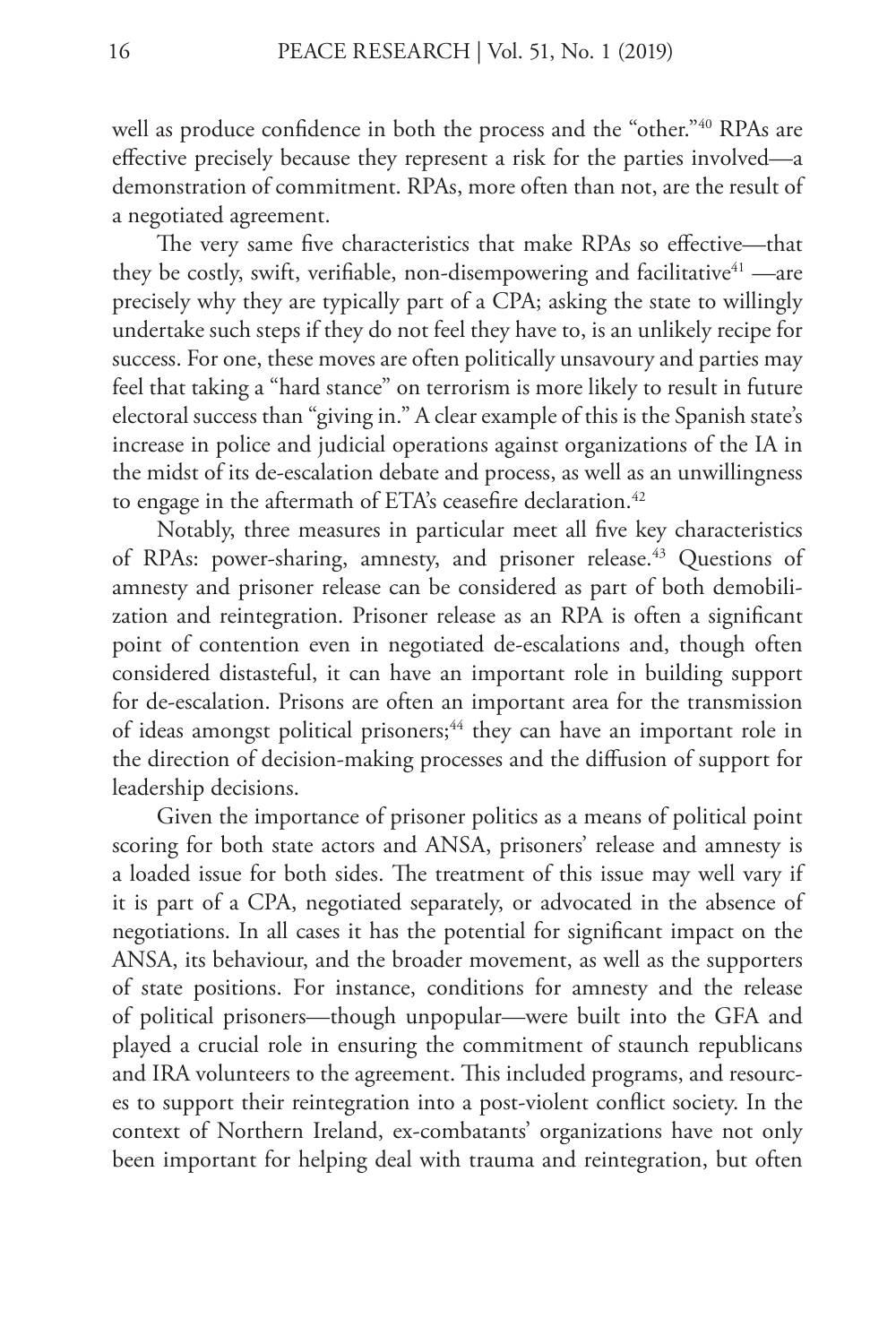well as produce confidence in both the process and the "other."[40] RPAs are effective precisely because they represent a risk for the parties involved—a demonstration of commitment. RPAs, more often than not, are the result of a negotiated agreement.

The very same five characteristics that make RPAs so effective—that they be costly, swift, verifiable, non-disempowering and facilitative[41] —are precisely why they are typically part of a CPA; asking the state to willingly undertake such steps if they do not feel they have to, is an unlikely recipe for success. For one, these moves are often politically unsavoury and parties may feel that taking a "hard stance" on terrorism is more likely to result in future electoral success than "giving in." A clear example of this is the Spanish state's increase in police and judicial operations against organizations of the IA in the midst of its de-escalation debate and process, as well as an unwillingness to engage in the aftermath of ETA's ceasefire declaration.[42]

Notably, three measures in particular meet all five key characteristics of RPAs: power-sharing, amnesty, and prisoner release.[43] Questions of amnesty and prisoner release can be considered as part of both demobilization and reintegration. Prisoner release as an RPA is often a significant point of contention even in negotiated de-escalations and, though often considered distasteful, it can have an important role in building support for de-escalation. Prisons are often an important area for the transmission of ideas amongst political prisoners;[44] they can have an important role in the direction of decision-making processes and the diffusion of support for leadership decisions.

Given the importance of prisoner politics as a means of political point scoring for both state actors and ANSA, prisoners' release and amnesty is a loaded issue for both sides. The treatment of this issue may well vary if it is part of a CPA, negotiated separately, or advocated in the absence of negotiations. In all cases it has the potential for significant impact on the ANSA, its behaviour, and the broader movement, as well as the supporters of state positions. For instance, conditions for amnesty and the release of political prisoners—though unpopular—were built into the GFA and played a crucial role in ensuring the commitment of staunch republicans and IRA volunteers to the agreement. This included programs, and resources to support their reintegration into a post-violent conflict society. In the context of Northern Ireland, ex-combatants' organizations have not only been important for helping deal with trauma and reintegration, but often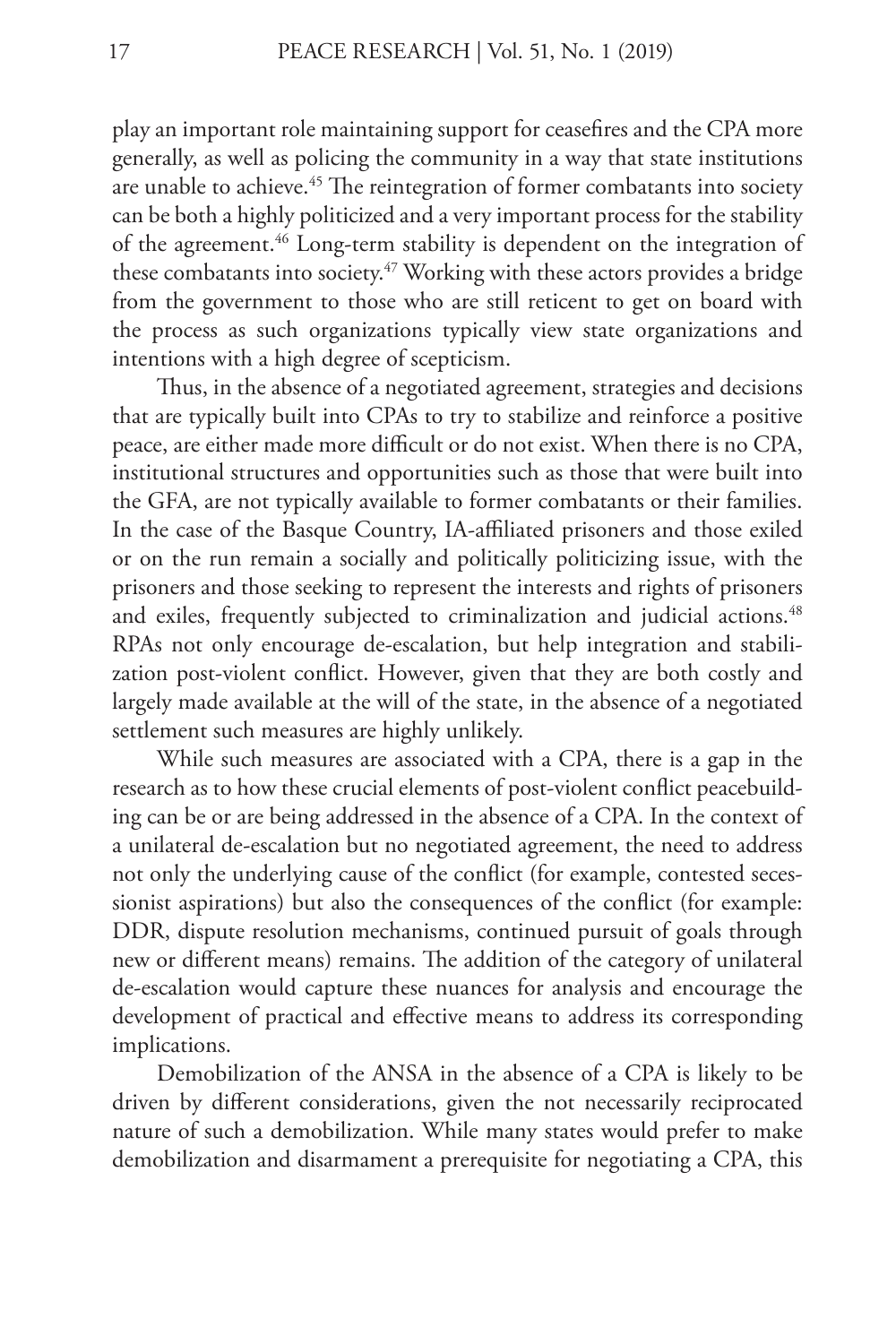play an important role maintaining support for ceasefires and the CPA more generally, as well as policing the community in a way that state institutions are unable to achieve.[45] The reintegration of former combatants into society can be both a highly politicized and a very important process for the stability of the agreement.[46] Long-term stability is dependent on the integration of these combatants into society.[47] Working with these actors provides a bridge from the government to those who are still reticent to get on board with the process as such organizations typically view state organizations and intentions with a high degree of scepticism.

Thus, in the absence of a negotiated agreement, strategies and decisions that are typically built into CPAs to try to stabilize and reinforce a positive peace, are either made more difficult or do not exist. When there is no CPA, institutional structures and opportunities such as those that were built into the GFA, are not typically available to former combatants or their families. In the case of the Basque Country, IA-affiliated prisoners and those exiled or on the run remain a socially and politically politicizing issue, with the prisoners and those seeking to represent the interests and rights of prisoners and exiles, frequently subjected to criminalization and judicial actions.[48] RPAs not only encourage de-escalation, but help integration and stabilization post-violent conflict. However, given that they are both costly and largely made available at the will of the state, in the absence of a negotiated settlement such measures are highly unlikely.

While such measures are associated with a CPA, there is a gap in the research as to how these crucial elements of post-violent conflict peacebuilding can be or are being addressed in the absence of a CPA. In the context of a unilateral de-escalation but no negotiated agreement, the need to address not only the underlying cause of the conflict (for example, contested secessionist aspirations) but also the consequences of the conflict (for example: DDR, dispute resolution mechanisms, continued pursuit of goals through new or different means) remains. The addition of the category of unilateral de-escalation would capture these nuances for analysis and encourage the development of practical and effective means to address its corresponding implications.

Demobilization of the ANSA in the absence of a CPA is likely to be driven by different considerations, given the not necessarily reciprocated nature of such a demobilization. While many states would prefer to make demobilization and disarmament a prerequisite for negotiating a CPA, this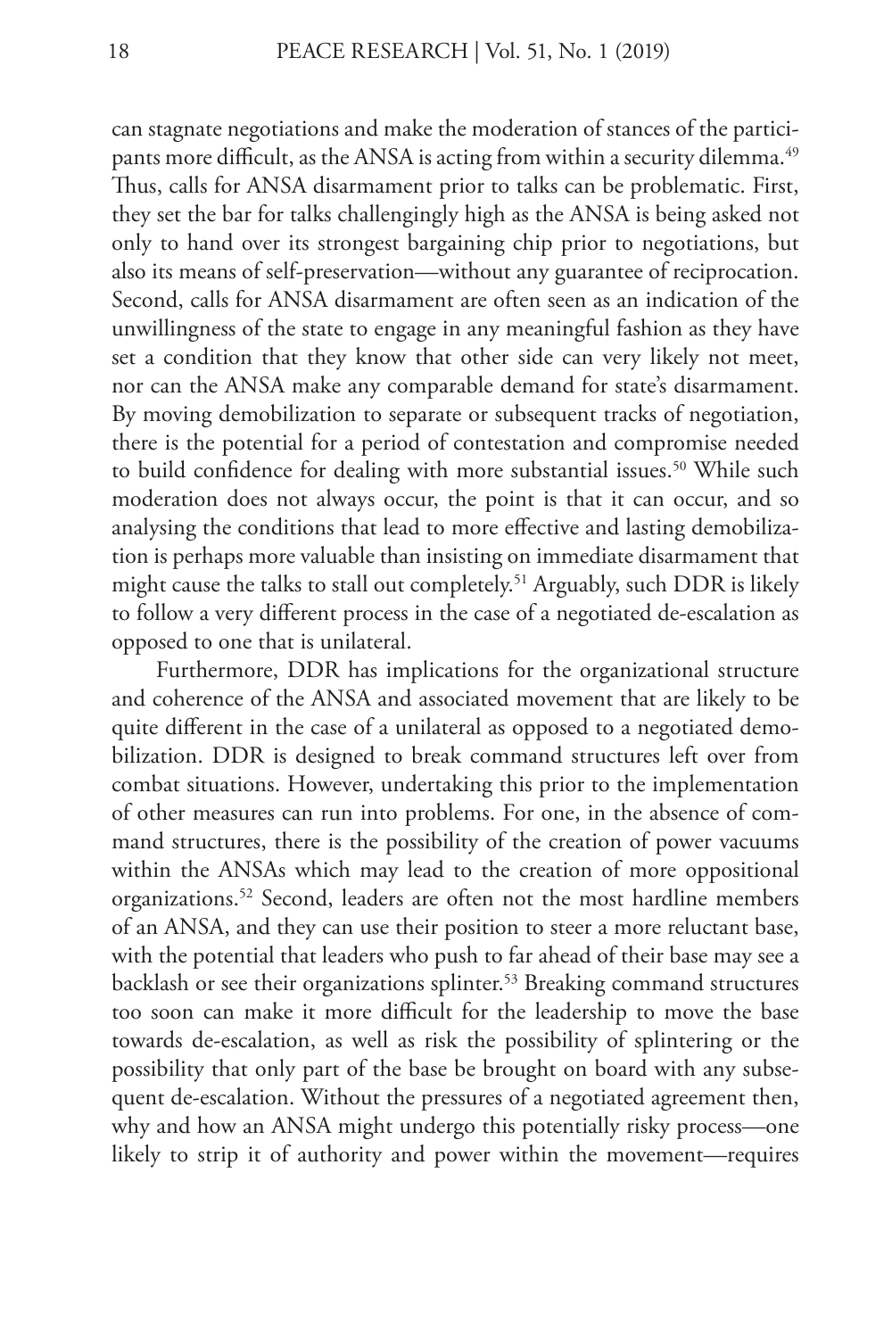can stagnate negotiations and make the moderation of stances of the participants more difficult, as the ANSA is acting from within a security dilemma.[49] Thus, calls for ANSA disarmament prior to talks can be problematic. First, they set the bar for talks challengingly high as the ANSA is being asked not only to hand over its strongest bargaining chip prior to negotiations, but also its means of self-preservation—without any guarantee of reciprocation. Second, calls for ANSA disarmament are often seen as an indication of the unwillingness of the state to engage in any meaningful fashion as they have set a condition that they know that other side can very likely not meet, nor can the ANSA make any comparable demand for state's disarmament. By moving demobilization to separate or subsequent tracks of negotiation, there is the potential for a period of contestation and compromise needed to build confidence for dealing with more substantial issues.[50] While such moderation does not always occur, the point is that it can occur, and so analysing the conditions that lead to more effective and lasting demobilization is perhaps more valuable than insisting on immediate disarmament that might cause the talks to stall out completely.[51] Arguably, such DDR is likely to follow a very different process in the case of a negotiated de-escalation as opposed to one that is unilateral.

Furthermore, DDR has implications for the organizational structure and coherence of the ANSA and associated movement that are likely to be quite different in the case of a unilateral as opposed to a negotiated demobilization. DDR is designed to break command structures left over from combat situations. However, undertaking this prior to the implementation of other measures can run into problems. For one, in the absence of command structures, there is the possibility of the creation of power vacuums within the ANSAs which may lead to the creation of more oppositional organizations.[52] Second, leaders are often not the most hardline members of an ANSA, and they can use their position to steer a more reluctant base, with the potential that leaders who push to far ahead of their base may see a backlash or see their organizations splinter.[53] Breaking command structures too soon can make it more difficult for the leadership to move the base towards de-escalation, as well as risk the possibility of splintering or the possibility that only part of the base be brought on board with any subsequent de-escalation. Without the pressures of a negotiated agreement then, why and how an ANSA might undergo this potentially risky process—one likely to strip it of authority and power within the movement—requires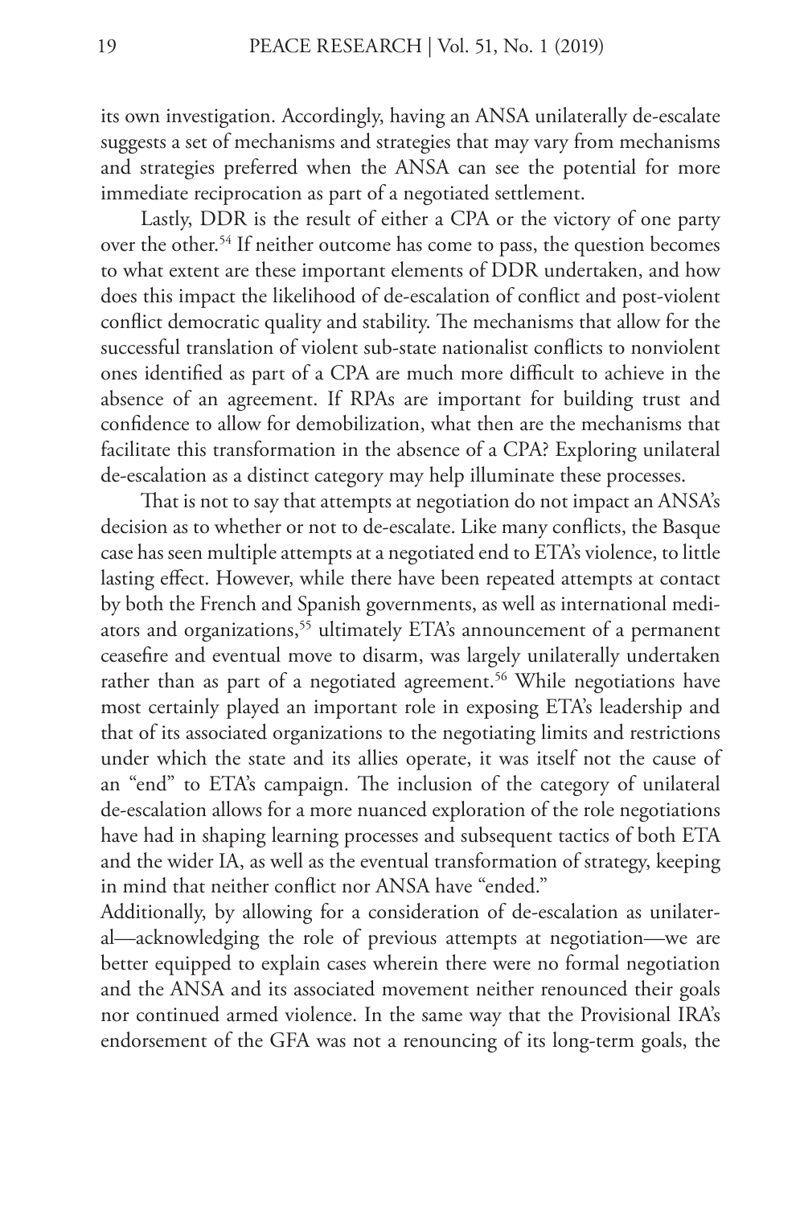its own investigation. Accordingly, having an ANSA unilaterally de-escalate suggests a set of mechanisms and strategies that may vary from mechanisms and strategies preferred when the ANSA can see the potential for more immediate reciprocation as part of a negotiated settlement.

Lastly, DDR is the result of either a CPA or the victory of one party over the other.[54] If neither outcome has come to pass, the question becomes to what extent are these important elements of DDR undertaken, and how does this impact the likelihood of de-escalation of conflict and post-violent conflict democratic quality and stability. The mechanisms that allow for the successful translation of violent sub-state nationalist conflicts to nonviolent ones identified as part of a CPA are much more difficult to achieve in the absence of an agreement. If RPAs are important for building trust and confidence to allow for demobilization, what then are the mechanisms that facilitate this transformation in the absence of a CPA? Exploring unilateral de-escalation as a distinct category may help illuminate these processes.

That is not to say that attempts at negotiation do not impact an ANSA's decision as to whether or not to de-escalate. Like many conflicts, the Basque case has seen multiple attempts at a negotiated end to ETA's violence, to little lasting effect. However, while there have been repeated attempts at contact by both the French and Spanish governments, as well as international mediators and organizations,[55] ultimately ETA's announcement of a permanent ceasefire and eventual move to disarm, was largely unilaterally undertaken rather than as part of a negotiated agreement.[56] While negotiations have most certainly played an important role in exposing ETA's leadership and that of its associated organizations to the negotiating limits and restrictions under which the state and its allies operate, it was itself not the cause of an "end" to ETA's campaign. The inclusion of the category of unilateral de-escalation allows for a more nuanced exploration of the role negotiations have had in shaping learning processes and subsequent tactics of both ETA and the wider IA, as well as the eventual transformation of strategy, keeping in mind that neither conflict nor ANSA have "ended."

Additionally, by allowing for a consideration of de-escalation as unilateral—acknowledging the role of previous attempts at negotiation—we are better equipped to explain cases wherein there were no formal negotiation and the ANSA and its associated movement neither renounced their goals nor continued armed violence. In the same way that the Provisional IRA's endorsement of the GFA was not a renouncing of its long-term goals, the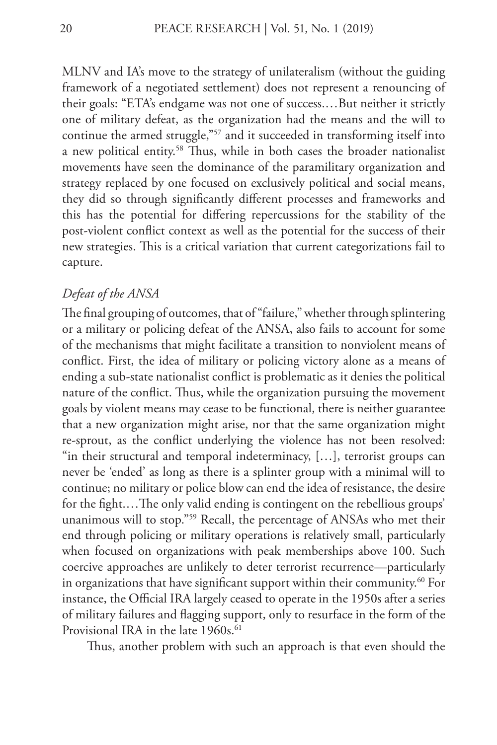MLNV and IA's move to the strategy of unilateralism (without the guiding framework of a negotiated settlement) does not represent a renouncing of their goals: "ETA's endgame was not one of success.…But neither it strictly one of military defeat, as the organization had the means and the will to continue the armed struggle,"[57] and it succeeded in transforming itself into a new political entity.[58] Thus, while in both cases the broader nationalist movements have seen the dominance of the paramilitary organization and strategy replaced by one focused on exclusively political and social means, they did so through significantly different processes and frameworks and this has the potential for differing repercussions for the stability of the post-violent conflict context as well as the potential for the success of their new strategies. This is a critical variation that current categorizations fail to capture.

### *Defeat of the ANSA*

The final grouping of outcomes, that of "failure," whether through splintering or a military or policing defeat of the ANSA, also fails to account for some of the mechanisms that might facilitate a transition to nonviolent means of conflict. First, the idea of military or policing victory alone as a means of ending a sub-state nationalist conflict is problematic as it denies the political nature of the conflict. Thus, while the organization pursuing the movement goals by violent means may cease to be functional, there is neither guarantee that a new organization might arise, nor that the same organization might re-sprout, as the conflict underlying the violence has not been resolved: "in their structural and temporal indeterminacy, […], terrorist groups can never be 'ended' as long as there is a splinter group with a minimal will to continue; no military or police blow can end the idea of resistance, the desire for the fight.…The only valid ending is contingent on the rebellious groups' unanimous will to stop."[59] Recall, the percentage of ANSAs who met their end through policing or military operations is relatively small, particularly when focused on organizations with peak memberships above 100. Such coercive approaches are unlikely to deter terrorist recurrence—particularly in organizations that have significant support within their community.[60] For instance, the Official IRA largely ceased to operate in the 1950s after a series of military failures and flagging support, only to resurface in the form of the Provisional IRA in the late 1960s.[61]

Thus, another problem with such an approach is that even should the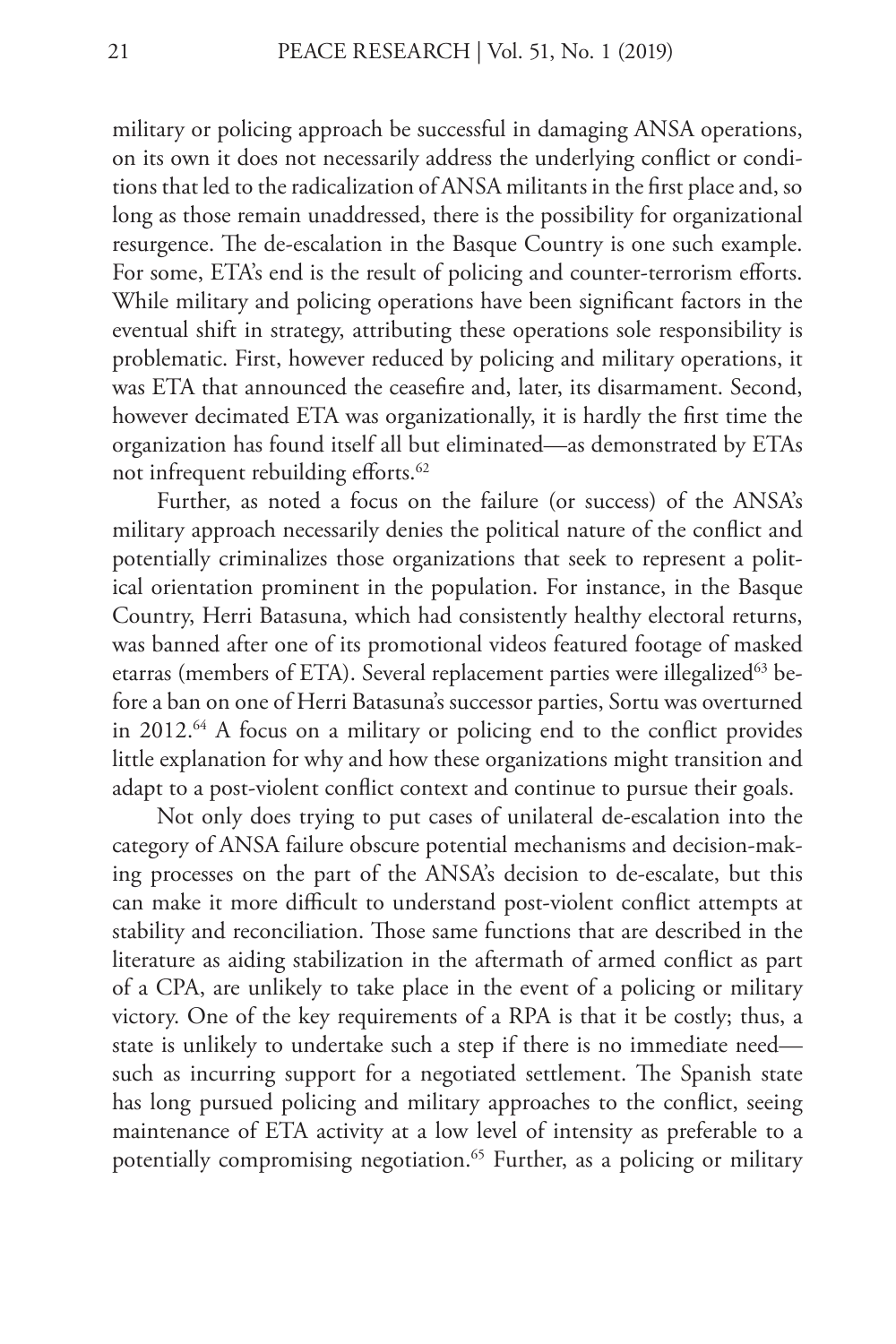military or policing approach be successful in damaging ANSA operations, on its own it does not necessarily address the underlying conflict or conditions that led to the radicalization of ANSA militants in the first place and, so long as those remain unaddressed, there is the possibility for organizational resurgence. The de-escalation in the Basque Country is one such example. For some, ETA's end is the result of policing and counter-terrorism efforts. While military and policing operations have been significant factors in the eventual shift in strategy, attributing these operations sole responsibility is problematic. First, however reduced by policing and military operations, it was ETA that announced the ceasefire and, later, its disarmament. Second, however decimated ETA was organizationally, it is hardly the first time the organization has found itself all but eliminated—as demonstrated by ETAs not infrequent rebuilding efforts.[62]

Further, as noted a focus on the failure (or success) of the ANSA's military approach necessarily denies the political nature of the conflict and potentially criminalizes those organizations that seek to represent a political orientation prominent in the population. For instance, in the Basque Country, Herri Batasuna, which had consistently healthy electoral returns, was banned after one of its promotional videos featured footage of masked etarras (members of ETA). Several replacement parties were illegalized[63] before a ban on one of Herri Batasuna's successor parties, Sortu was overturned in 2012.[64] A focus on a military or policing end to the conflict provides little explanation for why and how these organizations might transition and adapt to a post-violent conflict context and continue to pursue their goals.

Not only does trying to put cases of unilateral de-escalation into the category of ANSA failure obscure potential mechanisms and decision-making processes on the part of the ANSA's decision to de-escalate, but this can make it more difficult to understand post-violent conflict attempts at stability and reconciliation. Those same functions that are described in the literature as aiding stabilization in the aftermath of armed conflict as part of a CPA, are unlikely to take place in the event of a policing or military victory. One of the key requirements of a RPA is that it be costly; thus, a state is unlikely to undertake such a step if there is no immediate need—such as incurring support for a negotiated settlement. The Spanish state has long pursued policing and military approaches to the conflict, seeing maintenance of ETA activity at a low level of intensity as preferable to a potentially compromising negotiation.[65] Further, as a policing or military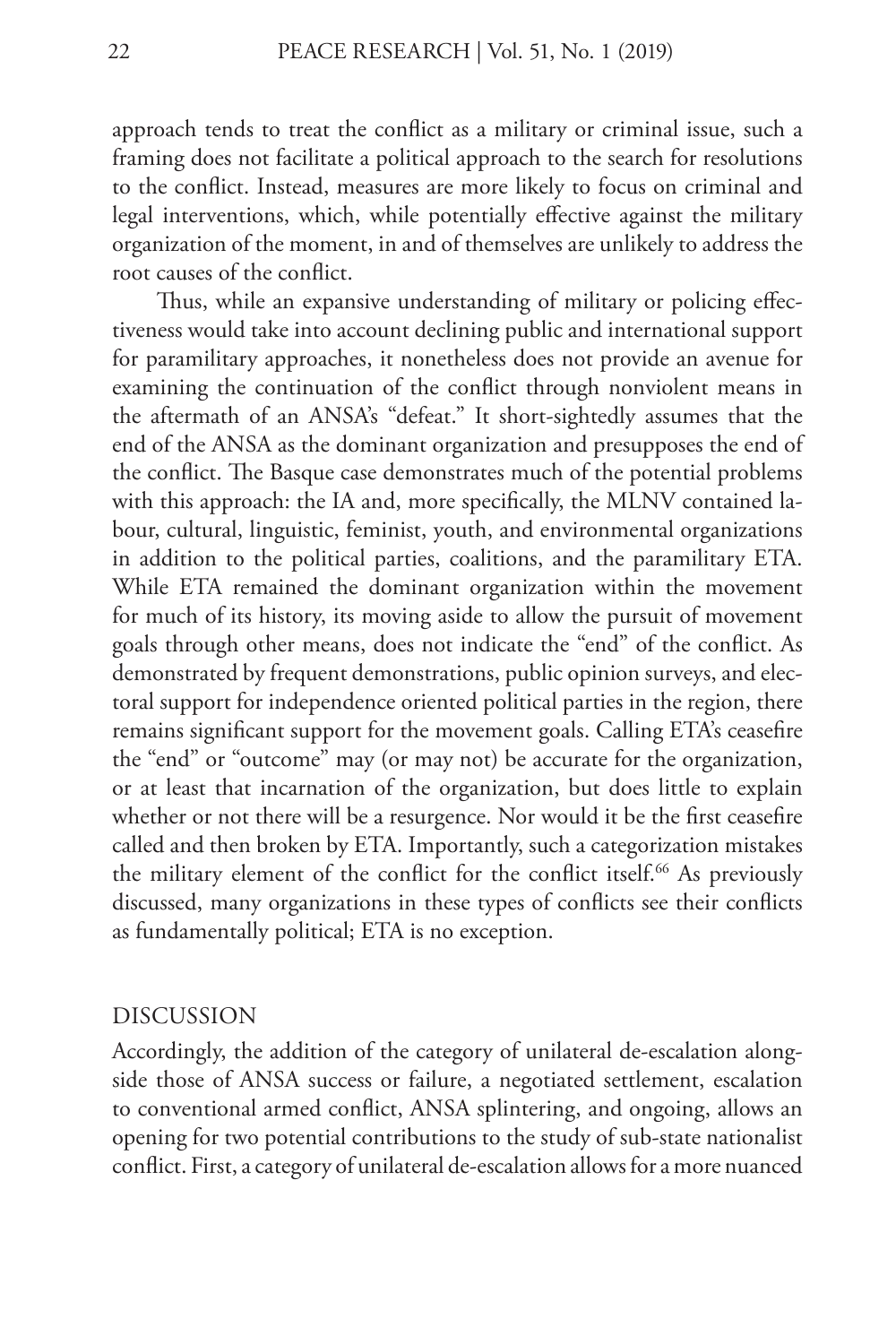approach tends to treat the conflict as a military or criminal issue, such a framing does not facilitate a political approach to the search for resolutions to the conflict. Instead, measures are more likely to focus on criminal and legal interventions, which, while potentially effective against the military organization of the moment, in and of themselves are unlikely to address the root causes of the conflict.

Thus, while an expansive understanding of military or policing effectiveness would take into account declining public and international support for paramilitary approaches, it nonetheless does not provide an avenue for examining the continuation of the conflict through nonviolent means in the aftermath of an ANSA's "defeat." It short-sightedly assumes that the end of the ANSA as the dominant organization and presupposes the end of the conflict. The Basque case demonstrates much of the potential problems with this approach: the IA and, more specifically, the MLNV contained labour, cultural, linguistic, feminist, youth, and environmental organizations in addition to the political parties, coalitions, and the paramilitary ETA. While ETA remained the dominant organization within the movement for much of its history, its moving aside to allow the pursuit of movement goals through other means, does not indicate the "end" of the conflict. As demonstrated by frequent demonstrations, public opinion surveys, and electoral support for independence oriented political parties in the region, there remains significant support for the movement goals. Calling ETA's ceasefire the "end" or "outcome" may (or may not) be accurate for the organization, or at least that incarnation of the organization, but does little to explain whether or not there will be a resurgence. Nor would it be the first ceasefire called and then broken by ETA. Importantly, such a categorization mistakes the military element of the conflict for the conflict itself.[66] As previously discussed, many organizations in these types of conflicts see their conflicts as fundamentally political; ETA is no exception.

## DISCUSSION

Accordingly, the addition of the category of unilateral de-escalation alongside those of ANSA success or failure, a negotiated settlement, escalation to conventional armed conflict, ANSA splintering, and ongoing, allows an opening for two potential contributions to the study of sub-state nationalist conflict. First, a category of unilateral de-escalation allows for a more nuanced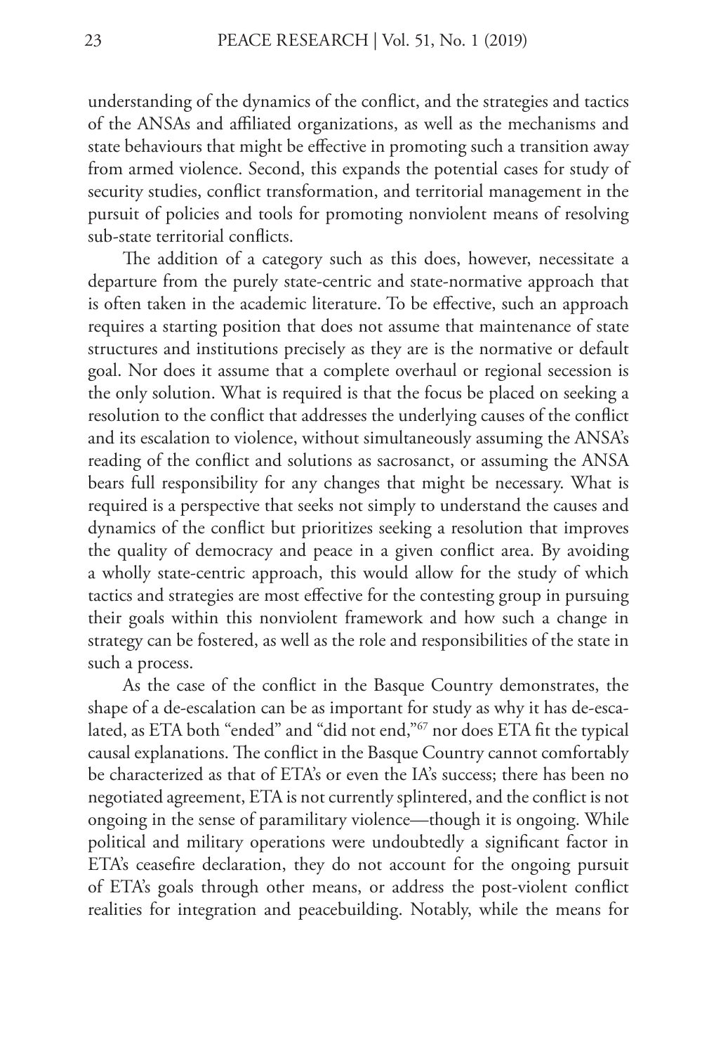understanding of the dynamics of the conflict, and the strategies and tactics of the ANSAs and affiliated organizations, as well as the mechanisms and state behaviours that might be effective in promoting such a transition away from armed violence. Second, this expands the potential cases for study of security studies, conflict transformation, and territorial management in the pursuit of policies and tools for promoting nonviolent means of resolving sub-state territorial conflicts.

The addition of a category such as this does, however, necessitate a departure from the purely state-centric and state-normative approach that is often taken in the academic literature. To be effective, such an approach requires a starting position that does not assume that maintenance of state structures and institutions precisely as they are is the normative or default goal. Nor does it assume that a complete overhaul or regional secession is the only solution. What is required is that the focus be placed on seeking a resolution to the conflict that addresses the underlying causes of the conflict and its escalation to violence, without simultaneously assuming the ANSA's reading of the conflict and solutions as sacrosanct, or assuming the ANSA bears full responsibility for any changes that might be necessary. What is required is a perspective that seeks not simply to understand the causes and dynamics of the conflict but prioritizes seeking a resolution that improves the quality of democracy and peace in a given conflict area. By avoiding a wholly state-centric approach, this would allow for the study of which tactics and strategies are most effective for the contesting group in pursuing their goals within this nonviolent framework and how such a change in strategy can be fostered, as well as the role and responsibilities of the state in such a process.

As the case of the conflict in the Basque Country demonstrates, the shape of a de-escalation can be as important for study as why it has de-escalated, as ETA both "ended" and "did not end,"[67] nor does ETA fit the typical causal explanations. The conflict in the Basque Country cannot comfortably be characterized as that of ETA's or even the IA's success; there has been no negotiated agreement, ETA is not currently splintered, and the conflict is not ongoing in the sense of paramilitary violence—though it is ongoing. While political and military operations were undoubtedly a significant factor in ETA's ceasefire declaration, they do not account for the ongoing pursuit of ETA's goals through other means, or address the post-violent conflict realities for integration and peacebuilding. Notably, while the means for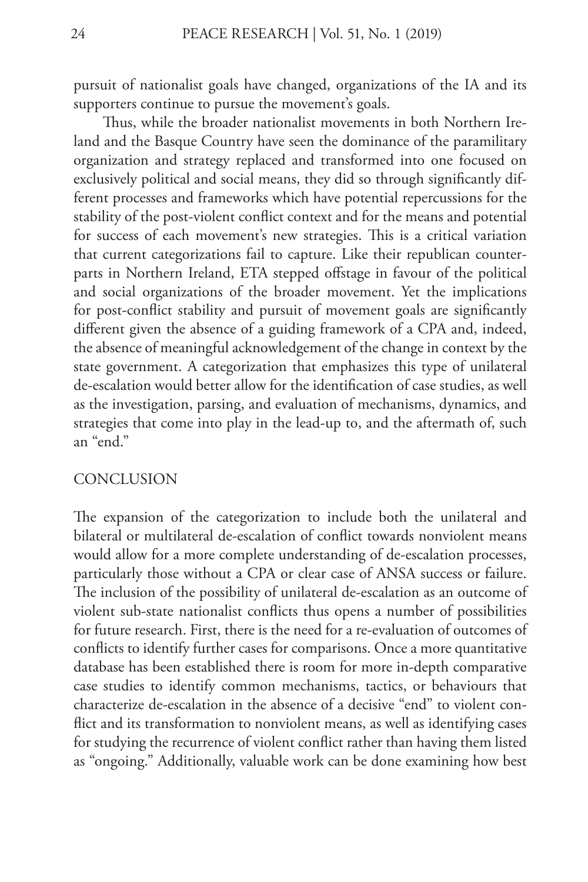pursuit of nationalist goals have changed, organizations of the IA and its supporters continue to pursue the movement's goals.

Thus, while the broader nationalist movements in both Northern Ireland and the Basque Country have seen the dominance of the paramilitary organization and strategy replaced and transformed into one focused on exclusively political and social means, they did so through significantly different processes and frameworks which have potential repercussions for the stability of the post-violent conflict context and for the means and potential for success of each movement's new strategies. This is a critical variation that current categorizations fail to capture. Like their republican counterparts in Northern Ireland, ETA stepped offstage in favour of the political and social organizations of the broader movement. Yet the implications for post-conflict stability and pursuit of movement goals are significantly different given the absence of a guiding framework of a CPA and, indeed, the absence of meaningful acknowledgement of the change in context by the state government. A categorization that emphasizes this type of unilateral de-escalation would better allow for the identification of case studies, as well as the investigation, parsing, and evaluation of mechanisms, dynamics, and strategies that come into play in the lead-up to, and the aftermath of, such an "end."

## CONCLUSION

The expansion of the categorization to include both the unilateral and bilateral or multilateral de-escalation of conflict towards nonviolent means would allow for a more complete understanding of de-escalation processes, particularly those without a CPA or clear case of ANSA success or failure. The inclusion of the possibility of unilateral de-escalation as an outcome of violent sub-state nationalist conflicts thus opens a number of possibilities for future research. First, there is the need for a re-evaluation of outcomes of conflicts to identify further cases for comparisons. Once a more quantitative database has been established there is room for more in-depth comparative case studies to identify common mechanisms, tactics, or behaviours that characterize de-escalation in the absence of a decisive "end" to violent conflict and its transformation to nonviolent means, as well as identifying cases for studying the recurrence of violent conflict rather than having them listed as "ongoing." Additionally, valuable work can be done examining how best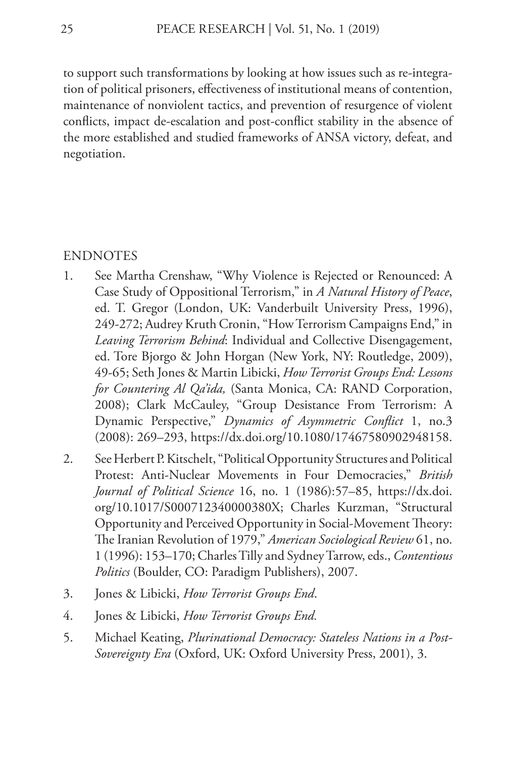to support such transformations by looking at how issues such as re-integration of political prisoners, effectiveness of institutional means of contention, maintenance of nonviolent tactics, and prevention of resurgence of violent conflicts, impact de-escalation and post-conflict stability in the absence of the more established and studied frameworks of ANSA victory, defeat, and negotiation.

## ENDNOTES

1. See Martha Crenshaw, "Why Violence is Rejected or Renounced: A Case Study of Oppositional Terrorism," in *A Natural History of Peace*, ed. T. Gregor (London, UK: Vanderbuilt University Press, 1996), 249-272; Audrey Kruth Cronin, "How Terrorism Campaigns End," in *Leaving Terrorism Behind*: Individual and Collective Disengagement, ed. Tore Bjorgo & John Horgan (New York, NY: Routledge, 2009), 49-65; Seth Jones & Martin Libicki, *How Terrorist Groups End: Lessons for Countering Al Qa'ida,* (Santa Monica, CA: RAND Corporation, 2008); Clark McCauley, "Group Desistance From Terrorism: A Dynamic Perspective," *Dynamics of Asymmetric Conflict* 1, no.3 (2008): 269–293, https://dx.doi.org/10.1080/17467580902948158.
2. See Herbert P. Kitschelt, "Political Opportunity Structures and Political Protest: Anti-Nuclear Movements in Four Democracies," *British Journal of Political Science* 16, no. 1 (1986):57–85, https://dx.doi.org/10.1017/S000712340000380X; Charles Kurzman, "Structural Opportunity and Perceived Opportunity in Social-Movement Theory: The Iranian Revolution of 1979," *American Sociological Review* 61, no. 1 (1996): 153–170; Charles Tilly and Sydney Tarrow, eds., *Contentious Politics* (Boulder, CO: Paradigm Publishers), 2007.
3. Jones & Libicki, *How Terrorist Groups End*.
4. Jones & Libicki, *How Terrorist Groups End.*
5. Michael Keating, *Plurinational Democracy: Stateless Nations in a Post-Sovereignty Era* (Oxford, UK: Oxford University Press, 2001), 3.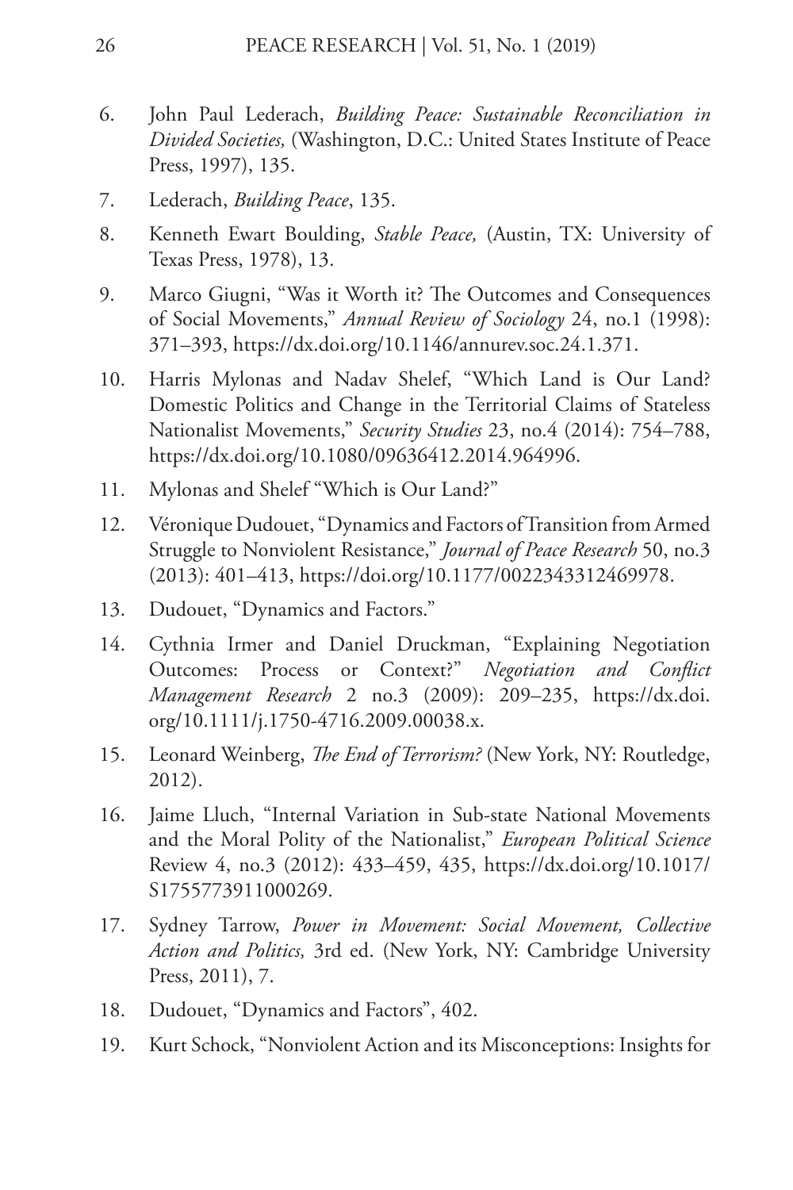6. John Paul Lederach, *Building Peace: Sustainable Reconciliation in Divided Societies,* (Washington, D.C.: United States Institute of Peace Press, 1997), 135.
7. Lederach, *Building Peace*, 135.
8. Kenneth Ewart Boulding, *Stable Peace,* (Austin, TX: University of Texas Press, 1978), 13.
9. Marco Giugni, "Was it Worth it? The Outcomes and Consequences of Social Movements," *Annual Review of Sociology* 24, no.1 (1998): 371–393, https://dx.doi.org/10.1146/annurev.soc.24.1.371.
10. Harris Mylonas and Nadav Shelef, "Which Land is Our Land? Domestic Politics and Change in the Territorial Claims of Stateless Nationalist Movements," *Security Studies* 23, no.4 (2014): 754–788, https://dx.doi.org/10.1080/09636412.2014.964996.
11. Mylonas and Shelef "Which is Our Land?"
12. Véronique Dudouet, "Dynamics and Factors of Transition from Armed Struggle to Nonviolent Resistance," *Journal of Peace Research* 50, no.3 (2013): 401–413, https://doi.org/10.1177/0022343312469978.
13. Dudouet, "Dynamics and Factors."
14. Cythnia Irmer and Daniel Druckman, "Explaining Negotiation Outcomes: Process or Context?" *Negotiation and Conflict Management Research* 2 no.3 (2009): 209–235, https://dx.doi.org/10.1111/j.1750-4716.2009.00038.x.
15. Leonard Weinberg, *The End of Terrorism?* (New York, NY: Routledge, 2012).
16. Jaime Lluch, "Internal Variation in Sub-state National Movements and the Moral Polity of the Nationalist," *European Political Science* Review 4, no.3 (2012): 433–459, 435, https://dx.doi.org/10.1017/S1755773911000269.
17. Sydney Tarrow, *Power in Movement: Social Movement, Collective Action and Politics,* 3rd ed. (New York, NY: Cambridge University Press, 2011), 7.
18. Dudouet, "Dynamics and Factors", 402.
19. Kurt Schock, "Nonviolent Action and its Misconceptions: Insights for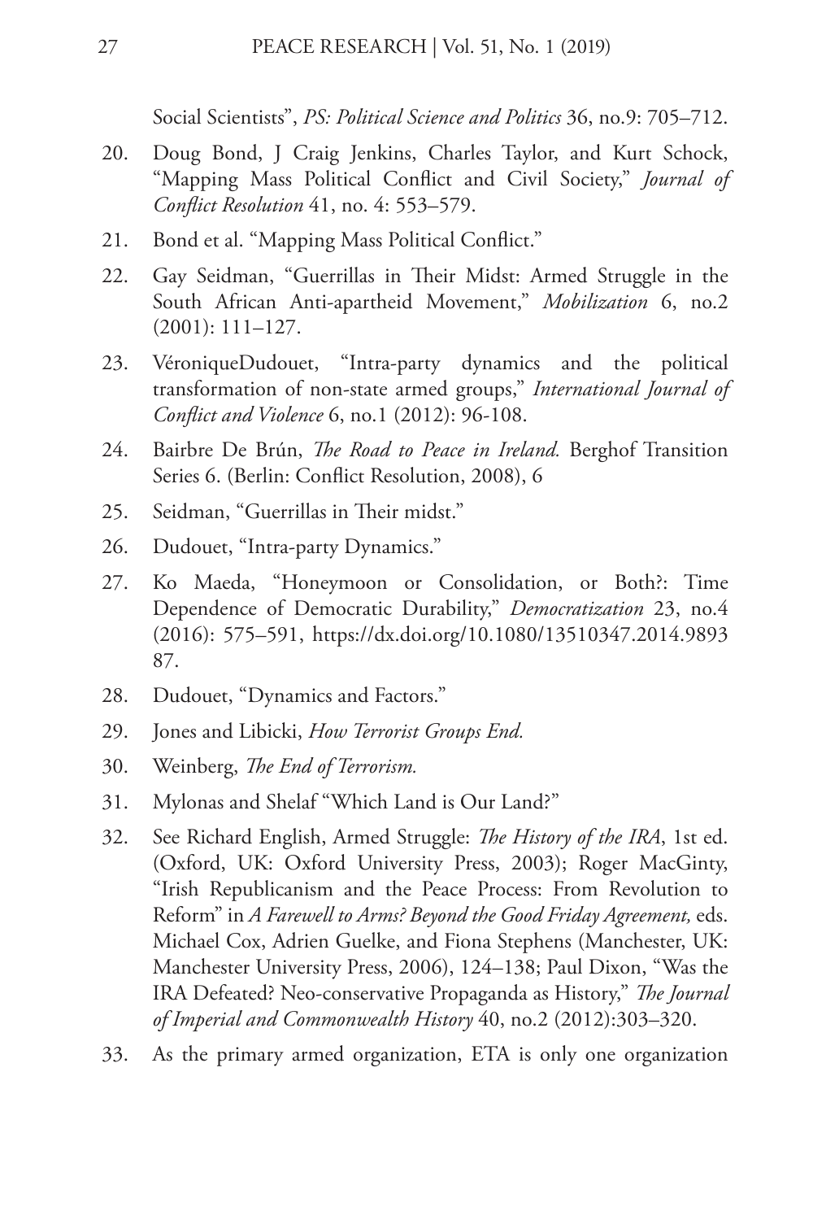Social Scientists", *PS: Political Science and Politics* 36, no.9: 705–712.

20. Doug Bond, J Craig Jenkins, Charles Taylor, and Kurt Schock, "Mapping Mass Political Conflict and Civil Society," *Journal of Conflict Resolution* 41, no. 4: 553–579.
21. Bond et al. "Mapping Mass Political Conflict."
22. Gay Seidman, "Guerrillas in Their Midst: Armed Struggle in the South African Anti-apartheid Movement," *Mobilization* 6, no.2 (2001): 111–127.
23. VéroniqueDudouet, "Intra-party dynamics and the political transformation of non-state armed groups," *International Journal of Conflict and Violence* 6, no.1 (2012): 96-108.
24. Bairbre De Brún, *The Road to Peace in Ireland.* Berghof Transition Series 6. (Berlin: Conflict Resolution, 2008), 6
25. Seidman, "Guerrillas in Their midst."
26. Dudouet, "Intra-party Dynamics."
27. Ko Maeda, "Honeymoon or Consolidation, or Both?: Time Dependence of Democratic Durability," *Democratization* 23, no.4 (2016): 575–591, https://dx.doi.org/10.1080/13510347.2014.989387.
28. Dudouet, "Dynamics and Factors."
29. Jones and Libicki, *How Terrorist Groups End.*
30. Weinberg, *The End of Terrorism.*
31. Mylonas and Shelaf "Which Land is Our Land?"
32. See Richard English, Armed Struggle: *The History of the IRA*, 1st ed. (Oxford, UK: Oxford University Press, 2003); Roger MacGinty, "Irish Republicanism and the Peace Process: From Revolution to Reform" in *A Farewell to Arms? Beyond the Good Friday Agreement,* eds. Michael Cox, Adrien Guelke, and Fiona Stephens (Manchester, UK: Manchester University Press, 2006), 124–138; Paul Dixon, "Was the IRA Defeated? Neo-conservative Propaganda as History," *The Journal of Imperial and Commonwealth History* 40, no.2 (2012):303–320.
33. As the primary armed organization, ETA is only one organization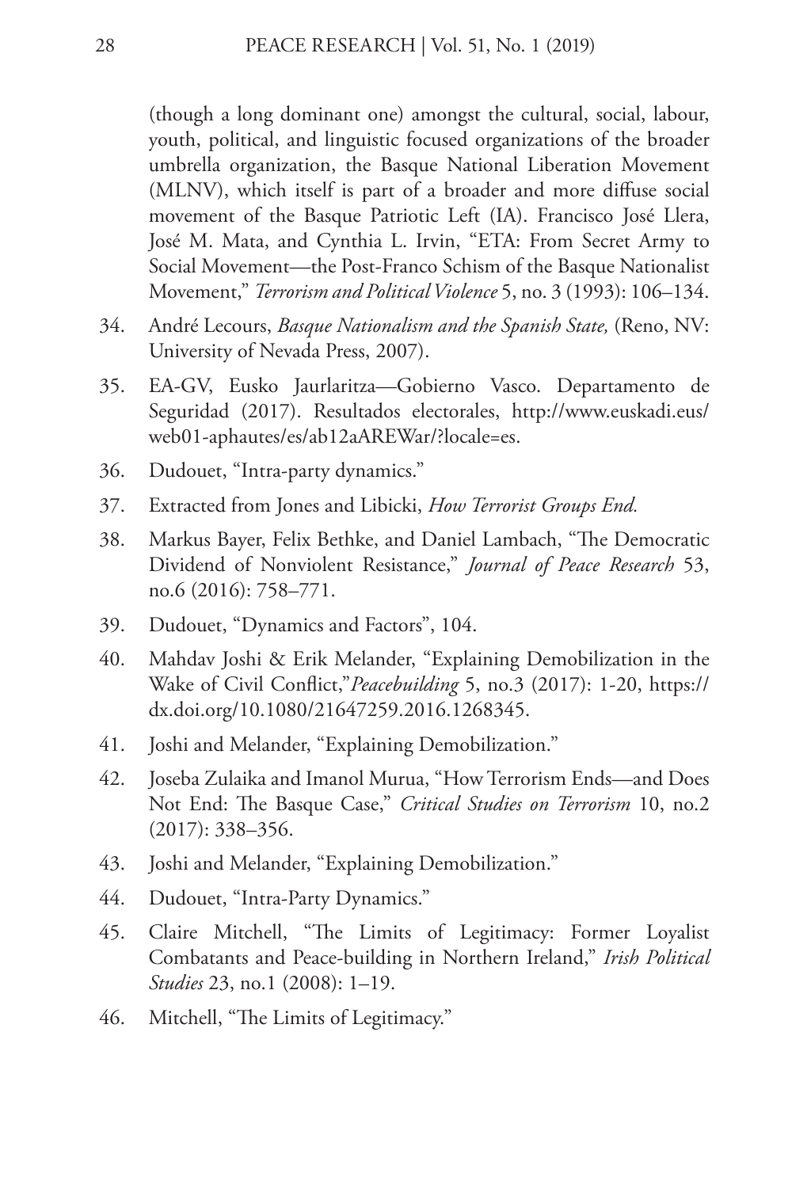(though a long dominant one) amongst the cultural, social, labour, youth, political, and linguistic focused organizations of the broader umbrella organization, the Basque National Liberation Movement (MLNV), which itself is part of a broader and more diffuse social movement of the Basque Patriotic Left (IA). Francisco José Llera, José M. Mata, and Cynthia L. Irvin, "ETA: From Secret Army to Social Movement—the Post-Franco Schism of the Basque Nationalist Movement," *Terrorism and Political Violence* 5, no. 3 (1993): 106–134.

34. André Lecours, *Basque Nationalism and the Spanish State,* (Reno, NV: University of Nevada Press, 2007).
35. EA-GV, Eusko Jaurlaritza—Gobierno Vasco. Departamento de Seguridad (2017). Resultados electorales, http://www.euskadi.eus/web01-aphautes/es/ab12aAREWar/?locale=es.
36. Dudouet, "Intra-party dynamics."
37. Extracted from Jones and Libicki, *How Terrorist Groups End.*
38. Markus Bayer, Felix Bethke, and Daniel Lambach, "The Democratic Dividend of Nonviolent Resistance," *Journal of Peace Research* 53, no.6 (2016): 758–771.
39. Dudouet, "Dynamics and Factors", 104.
40. Mahdav Joshi & Erik Melander, "Explaining Demobilization in the Wake of Civil Conflict,"*Peacebuilding* 5, no.3 (2017): 1-20, https://dx.doi.org/10.1080/21647259.2016.1268345.
41. Joshi and Melander, "Explaining Demobilization."
42. Joseba Zulaika and Imanol Murua, "How Terrorism Ends—and Does Not End: The Basque Case," *Critical Studies on Terrorism* 10, no.2 (2017): 338–356.
43. Joshi and Melander, "Explaining Demobilization."
44. Dudouet, "Intra-Party Dynamics."
45. Claire Mitchell, "The Limits of Legitimacy: Former Loyalist Combatants and Peace-building in Northern Ireland," *Irish Political Studies* 23, no.1 (2008): 1–19.
46. Mitchell, "The Limits of Legitimacy."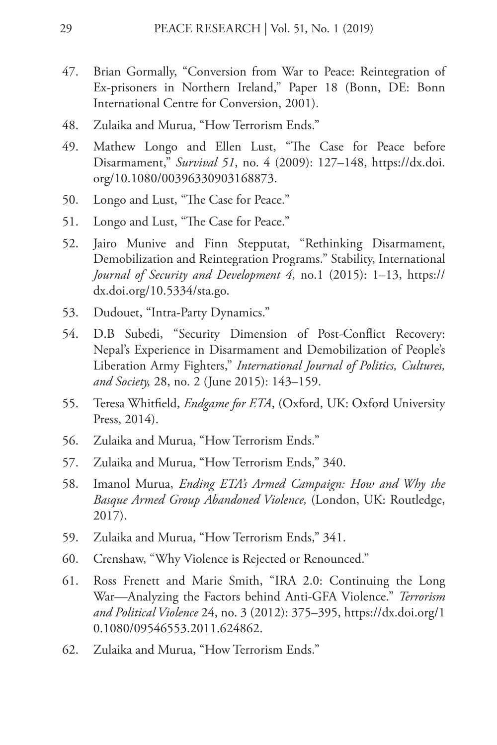47. Brian Gormally, "Conversion from War to Peace: Reintegration of Ex-prisoners in Northern Ireland," Paper 18 (Bonn, DE: Bonn International Centre for Conversion, 2001).
48. Zulaika and Murua, "How Terrorism Ends."
49. Mathew Longo and Ellen Lust, "The Case for Peace before Disarmament," *Survival 51*, no. 4 (2009): 127–148, https://dx.doi.org/10.1080/00396330903168873.
50. Longo and Lust, "The Case for Peace."
51. Longo and Lust, "The Case for Peace."
52. Jairo Munive and Finn Stepputat, "Rethinking Disarmament, Demobilization and Reintegration Programs." Stability, International *Journal of Security and Development 4*, no.1 (2015): 1–13, https://dx.doi.org/10.5334/sta.go.
53. Dudouet, "Intra-Party Dynamics."
54. D.B Subedi, "Security Dimension of Post-Conflict Recovery: Nepal's Experience in Disarmament and Demobilization of People's Liberation Army Fighters," *International Journal of Politics, Cultures, and Society,* 28, no. 2 (June 2015): 143–159.
55. Teresa Whitfield, *Endgame for ETA*, (Oxford, UK: Oxford University Press, 2014).
56. Zulaika and Murua, "How Terrorism Ends."
57. Zulaika and Murua, "How Terrorism Ends," 340.
58. Imanol Murua, *Ending ETA's Armed Campaign: How and Why the Basque Armed Group Abandoned Violence,* (London, UK: Routledge, 2017).
59. Zulaika and Murua, "How Terrorism Ends," 341.
60. Crenshaw, "Why Violence is Rejected or Renounced."
61. Ross Frenett and Marie Smith, "IRA 2.0: Continuing the Long War—Analyzing the Factors behind Anti-GFA Violence." *Terrorism and Political Violence* 24, no. 3 (2012): 375–395, https://dx.doi.org/10.1080/09546553.2011.624862.
62. Zulaika and Murua, "How Terrorism Ends."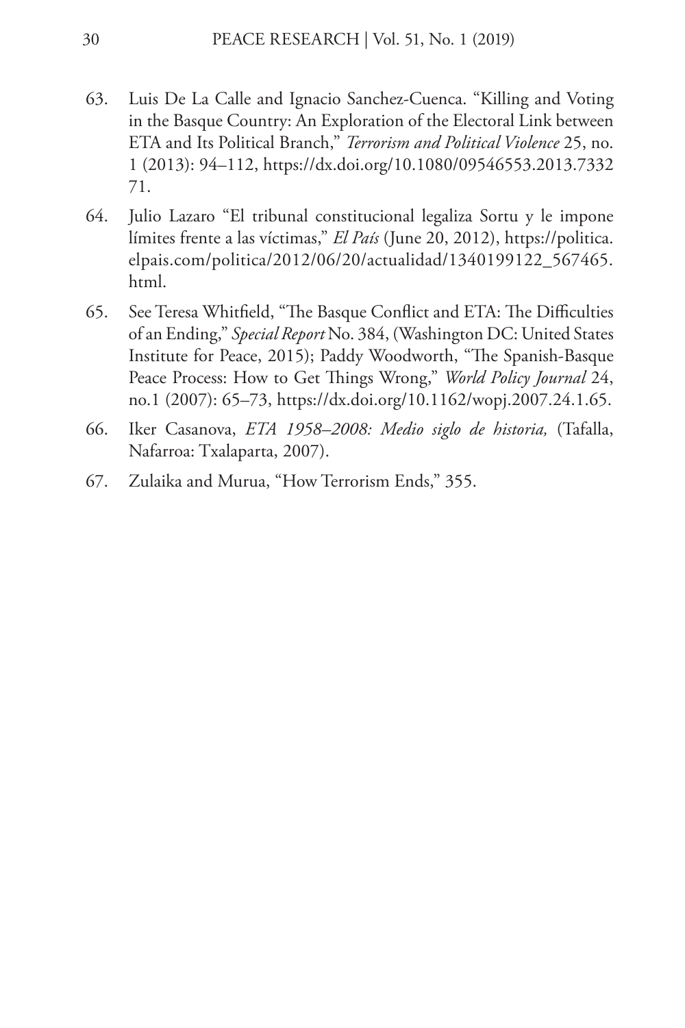63. Luis De La Calle and Ignacio Sanchez-Cuenca. "Killing and Voting in the Basque Country: An Exploration of the Electoral Link between ETA and Its Political Branch," *Terrorism and Political Violence* 25, no. 1 (2013): 94–112, https://dx.doi.org/10.1080/09546553.2013.733271.

64. Julio Lazaro "El tribunal constitucional legaliza Sortu y le impone límites frente a las víctimas," *El País* (June 20, 2012), https://politica.elpais.com/politica/2012/06/20/actualidad/1340199122_567465.html.

65. See Teresa Whitfield, "The Basque Conflict and ETA: The Difficulties of an Ending," *Special Report* No. 384, (Washington DC: United States Institute for Peace, 2015); Paddy Woodworth, "The Spanish-Basque Peace Process: How to Get Things Wrong," *World Policy Journal* 24, no.1 (2007): 65–73, https://dx.doi.org/10.1162/wopj.2007.24.1.65.

66. Iker Casanova, *ETA 1958–2008: Medio siglo de historia,* (Tafalla, Nafarroa: Txalaparta, 2007).

67. Zulaika and Murua, "How Terrorism Ends," 355.